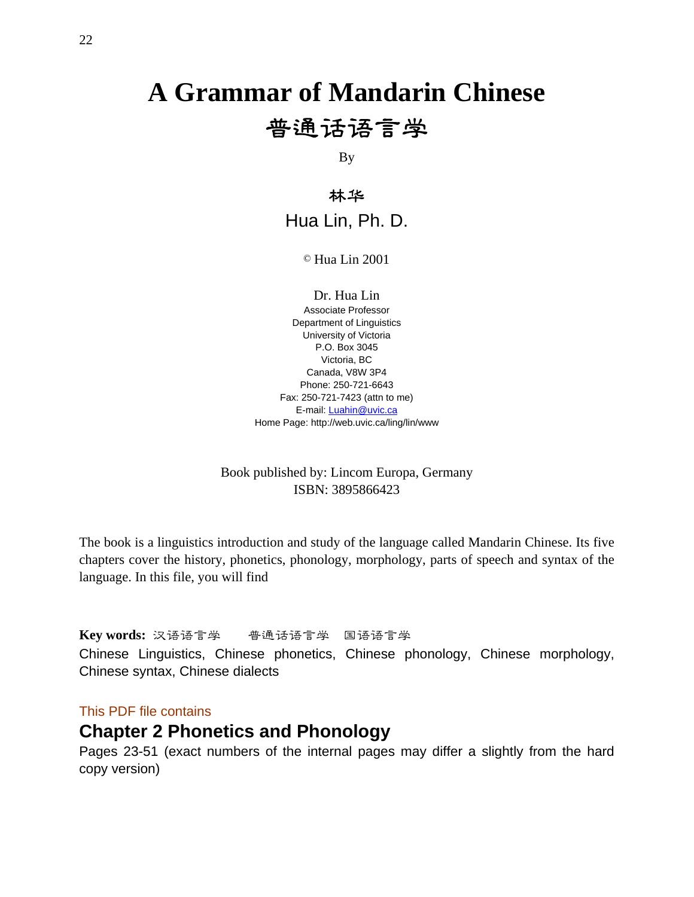# A Grammar of Mandarin Chinese

## 普通话语言学

By

林华

Hua Lin, Ph. D.

© Hua Lin 2001

Dr. Hua Lin
Associate Professor
Department of Linguistics
University of Victoria
P.O. Box 3045
Victoria, BC
Canada, V8W 3P4
Phone: 250-721-6643
Fax: 250-721-7423 (attn to me)
E-mail: Luahin@uvic.ca
Home Page: http://web.uvic.ca/ling/lin/www

Book published by: Lincom Europa, Germany
ISBN: 3895866423

The book is a linguistics introduction and study of the language called Mandarin Chinese. Its five chapters cover the history, phonetics, phonology, morphology, parts of speech and syntax of the language. In this file, you will find

**Key words:** 汉语语言学　　普通话语言学　国语语言学
Chinese Linguistics, Chinese phonetics, Chinese phonology, Chinese morphology, Chinese syntax, Chinese dialects

This PDF file contains

## Chapter 2 Phonetics and Phonology

Pages 23-51 (exact numbers of the internal pages may differ a slightly from the hard copy version)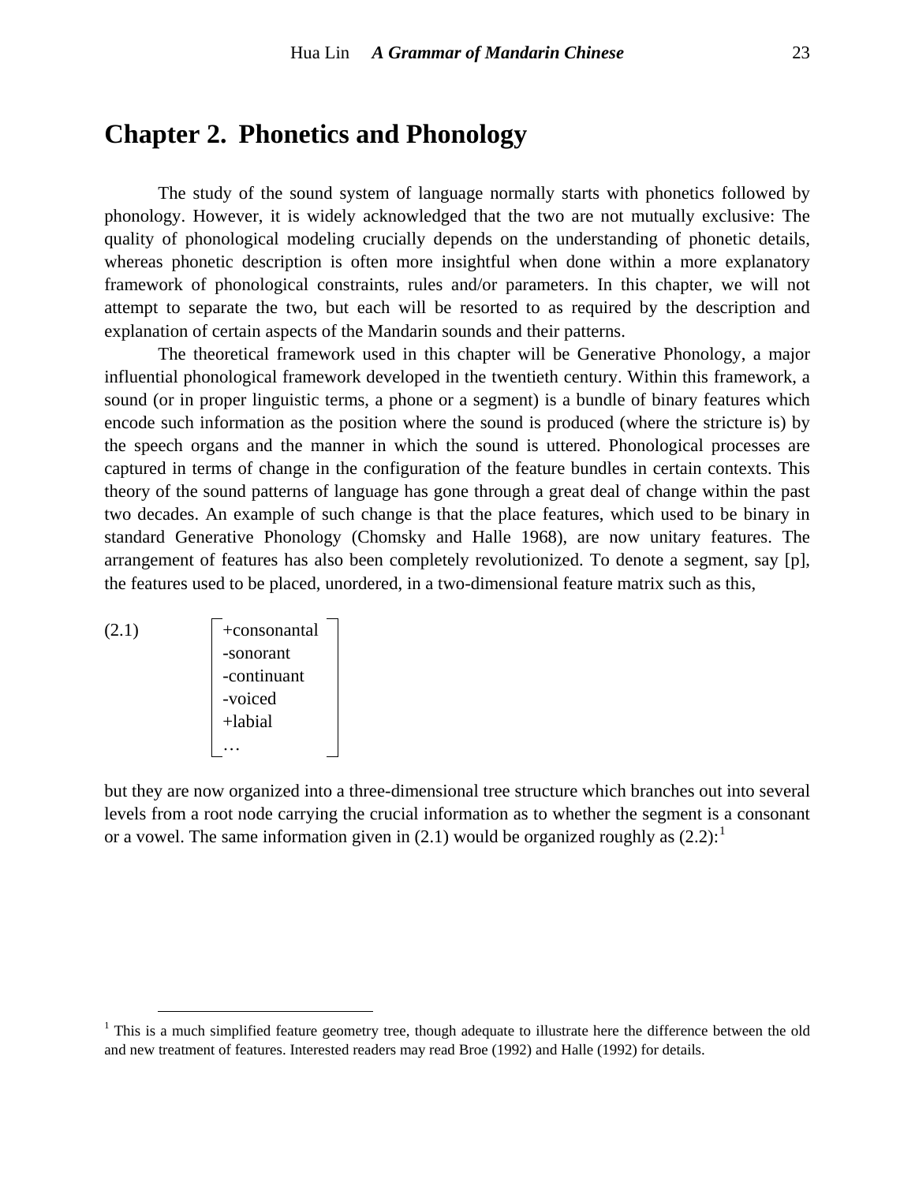# Chapter 2. Phonetics and Phonology

The study of the sound system of language normally starts with phonetics followed by phonology. However, it is widely acknowledged that the two are not mutually exclusive: The quality of phonological modeling crucially depends on the understanding of phonetic details, whereas phonetic description is often more insightful when done within a more explanatory framework of phonological constraints, rules and/or parameters. In this chapter, we will not attempt to separate the two, but each will be resorted to as required by the description and explanation of certain aspects of the Mandarin sounds and their patterns.

The theoretical framework used in this chapter will be Generative Phonology, a major influential phonological framework developed in the twentieth century. Within this framework, a sound (or in proper linguistic terms, a phone or a segment) is a bundle of binary features which encode such information as the position where the sound is produced (where the stricture is) by the speech organs and the manner in which the sound is uttered. Phonological processes are captured in terms of change in the configuration of the feature bundles in certain contexts. This theory of the sound patterns of language has gone through a great deal of change within the past two decades. An example of such change is that the place features, which used to be binary in standard Generative Phonology (Chomsky and Halle 1968), are now unitary features. The arrangement of features has also been completely revolutionized. To denote a segment, say [p], the features used to be placed, unordered, in a two-dimensional feature matrix such as this,

(2.1)

$$\begin{bmatrix} \text{+consonantal} \\ \text{-sonorant} \\ \text{-continuant} \\ \text{-voiced} \\ \text{+labial} \\ \ldots \end{bmatrix}$$

but they are now organized into a three-dimensional tree structure which branches out into several levels from a root node carrying the crucial information as to whether the segment is a consonant or a vowel. The same information given in (2.1) would be organized roughly as (2.2):[1]

---

[1] This is a much simplified feature geometry tree, though adequate to illustrate here the difference between the old and new treatment of features. Interested readers may read Broe (1992) and Halle (1992) for details.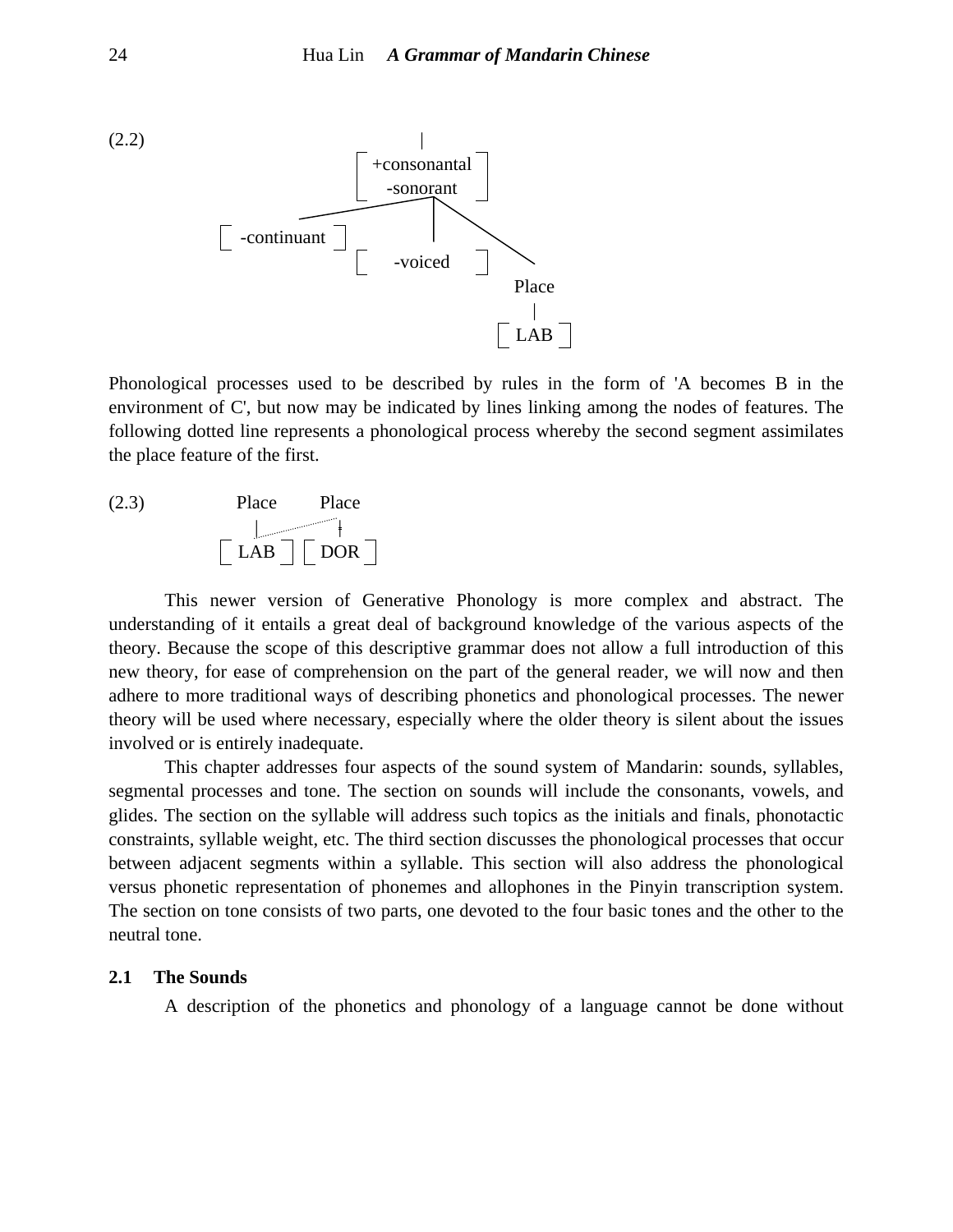(2.2)

```
                         |
                  [ +consonantal ]
                  [ -sonorant    ]
           /            |          \
  [ -continuant ]  [ -voiced ]      Place
                                      |
                                   [ LAB ]
```

Phonological processes used to be described by rules in the form of 'A becomes B in the environment of C', but now may be indicated by lines linking among the nodes of features. The following dotted line represents a phonological process whereby the second segment assimilates the place feature of the first.

(2.3)

```
   Place      Place
     |   .......ǂ
  [ LAB ]   [ DOR ]
```

This newer version of Generative Phonology is more complex and abstract. The understanding of it entails a great deal of background knowledge of the various aspects of the theory. Because the scope of this descriptive grammar does not allow a full introduction of this new theory, for ease of comprehension on the part of the general reader, we will now and then adhere to more traditional ways of describing phonetics and phonological processes. The newer theory will be used where necessary, especially where the older theory is silent about the issues involved or is entirely inadequate.

This chapter addresses four aspects of the sound system of Mandarin: sounds, syllables, segmental processes and tone. The section on sounds will include the consonants, vowels, and glides. The section on the syllable will address such topics as the initials and finals, phonotactic constraints, syllable weight, etc. The third section discusses the phonological processes that occur between adjacent segments within a syllable. This section will also address the phonological versus phonetic representation of phonemes and allophones in the Pinyin transcription system. The section on tone consists of two parts, one devoted to the four basic tones and the other to the neutral tone.

### 2.1 The Sounds

A description of the phonetics and phonology of a language cannot be done without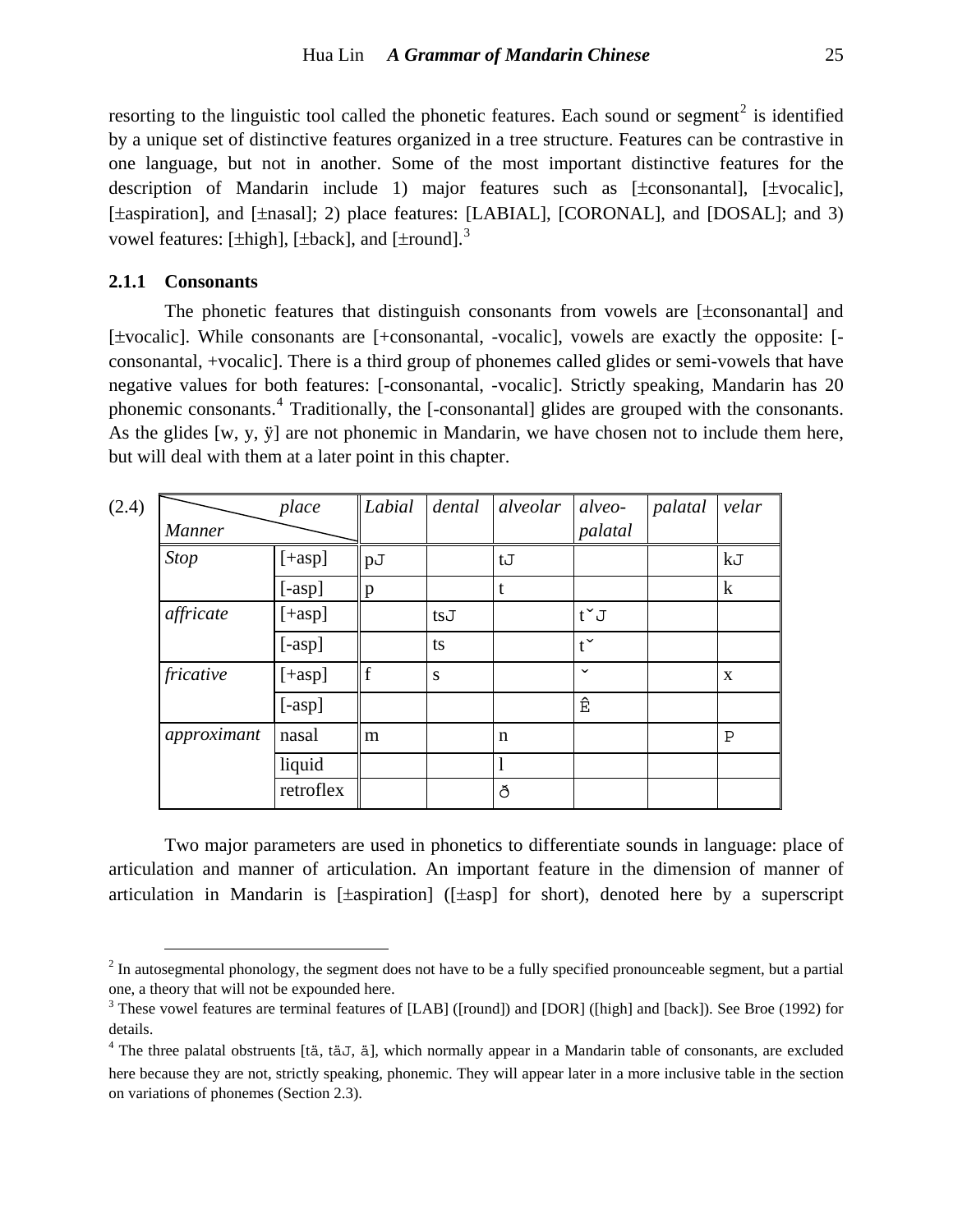resorting to the linguistic tool called the phonetic features. Each sound or segment[2] is identified by a unique set of distinctive features organized in a tree structure. Features can be contrastive in one language, but not in another. Some of the most important distinctive features for the description of Mandarin include 1) major features such as [±consonantal], [±vocalic], [±aspiration], and [±nasal]; 2) place features: [LABIAL], [CORONAL], and [DOSAL]; and 3) vowel features: [±high], [±back], and [±round].[3]

### 2.1.1 Consonants

The phonetic features that distinguish consonants from vowels are [±consonantal] and [±vocalic]. While consonants are [+consonantal, -vocalic], vowels are exactly the opposite: [-consonantal, +vocalic]. There is a third group of phonemes called glides or semi-vowels that have negative values for both features: [-consonantal, -vocalic]. Strictly speaking, Mandarin has 20 phonemic consonants.[4] Traditionally, the [-consonantal] glides are grouped with the consonants. As the glides [w, y, ÿ] are not phonemic in Mandarin, we have chosen not to include them here, but will deal with them at a later point in this chapter.

(2.4)

| *Manner* \ *place* | | *Labial* | *dental* | *alveolar* | *alveo-palatal* | *palatal* | *velar* |
|---|---|---|---|---|---|---|---|
| *Stop* | [+asp] | pJ | | tJ | | | kJ |
| | [-asp] | p | | t | | | k |
| *affricate* | [+asp] | | tsJ | | tˇJ | | |
| | [-asp] | | ts | | tˇ | | |
| *fricative* | [+asp] | f | s | | ˇ | | x |
| | [-asp] | | | | Ê | | |
| *approximant* | nasal | m | | n | | | P |
| | liquid | | | l | | | |
| | retroflex | | | ð | | | |

Two major parameters are used in phonetics to differentiate sounds in language: place of articulation and manner of articulation. An important feature in the dimension of manner of articulation in Mandarin is [±aspiration] ([±asp] for short), denoted here by a superscript

---

[2] In autosegmental phonology, the segment does not have to be a fully specified pronounceable segment, but a partial one, a theory that will not be expounded here.

[3] These vowel features are terminal features of [LAB] ([round]) and [DOR] ([high] and [back]). See Broe (1992) for details.

[4] The three palatal obstruents [tä, täJ, ä], which normally appear in a Mandarin table of consonants, are excluded here because they are not, strictly speaking, phonemic. They will appear later in a more inclusive table in the section on variations of phonemes (Section 2.3).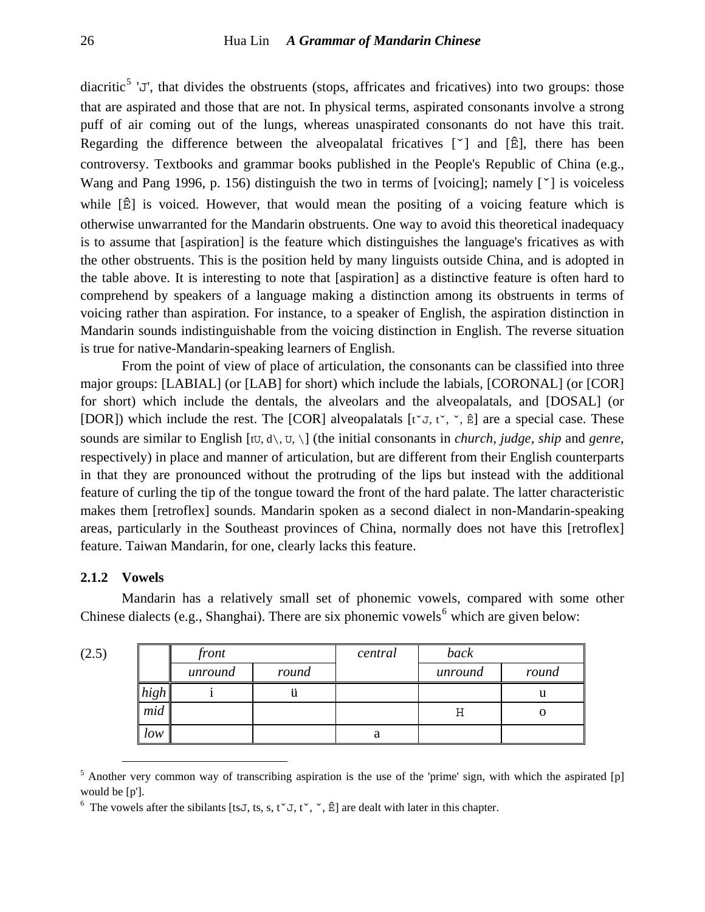diacritic[5] 'J', that divides the obstruents (stops, affricates and fricatives) into two groups: those that are aspirated and those that are not. In physical terms, aspirated consonants involve a strong puff of air coming out of the lungs, whereas unaspirated consonants do not have this trait. Regarding the difference between the alveopalatal fricatives [ˇ] and [Ê], there has been controversy. Textbooks and grammar books published in the People's Republic of China (e.g., Wang and Pang 1996, p. 156) distinguish the two in terms of [voicing]; namely [ˇ] is voiceless while [Ê] is voiced. However, that would mean the positing of a voicing feature which is otherwise unwarranted for the Mandarin obstruents. One way to avoid this theoretical inadequacy is to assume that [aspiration] is the feature which distinguishes the language's fricatives as with the other obstruents. This is the position held by many linguists outside China, and is adopted in the table above. It is interesting to note that [aspiration] as a distinctive feature is often hard to comprehend by speakers of a language making a distinction among its obstruents in terms of voicing rather than aspiration. For instance, to a speaker of English, the aspiration distinction in Mandarin sounds indistinguishable from the voicing distinction in English. The reverse situation is true for native-Mandarin-speaking learners of English.

From the point of view of place of articulation, the consonants can be classified into three major groups: [LABIAL] (or [LAB] for short) which include the labials, [CORONAL] (or [COR] for short) which include the dentals, the alveolars and the alveopalatals, and [DOSAL] (or [DOR]) which include the rest. The [COR] alveopalatals [tˇJ, tˇ, ˇ, Ê] are a special case. These sounds are similar to English [tʊ, d\, ʊ, \] (the initial consonants in *church*, *judge*, *ship* and *genre*, respectively) in place and manner of articulation, but are different from their English counterparts in that they are pronounced without the protruding of the lips but instead with the additional feature of curling the tip of the tongue toward the front of the hard palate. The latter characteristic makes them [retroflex] sounds. Mandarin spoken as a second dialect in non-Mandarin-speaking areas, particularly in the Southeast provinces of China, normally does not have this [retroflex] feature. Taiwan Mandarin, for one, clearly lacks this feature.

### 2.1.2 Vowels

Mandarin has a relatively small set of phonemic vowels, compared with some other Chinese dialects (e.g., Shanghai). There are six phonemic vowels[6] which are given below:

(2.5)

| | *front* | | *central* | *back* | |
|---|---|---|---|---|---|
| | *unround* | *round* | | *unround* | *round* |
| *high* | i | ü | | | u |
| *mid* | | | | H | o |
| *low* | | | a | | |

[5] Another very common way of transcribing aspiration is the use of the 'prime' sign, with which the aspirated [p] would be [p'].

[6] The vowels after the sibilants [tsJ, ts, s, tˇJ, tˇ, ˇ, Ê] are dealt with later in this chapter.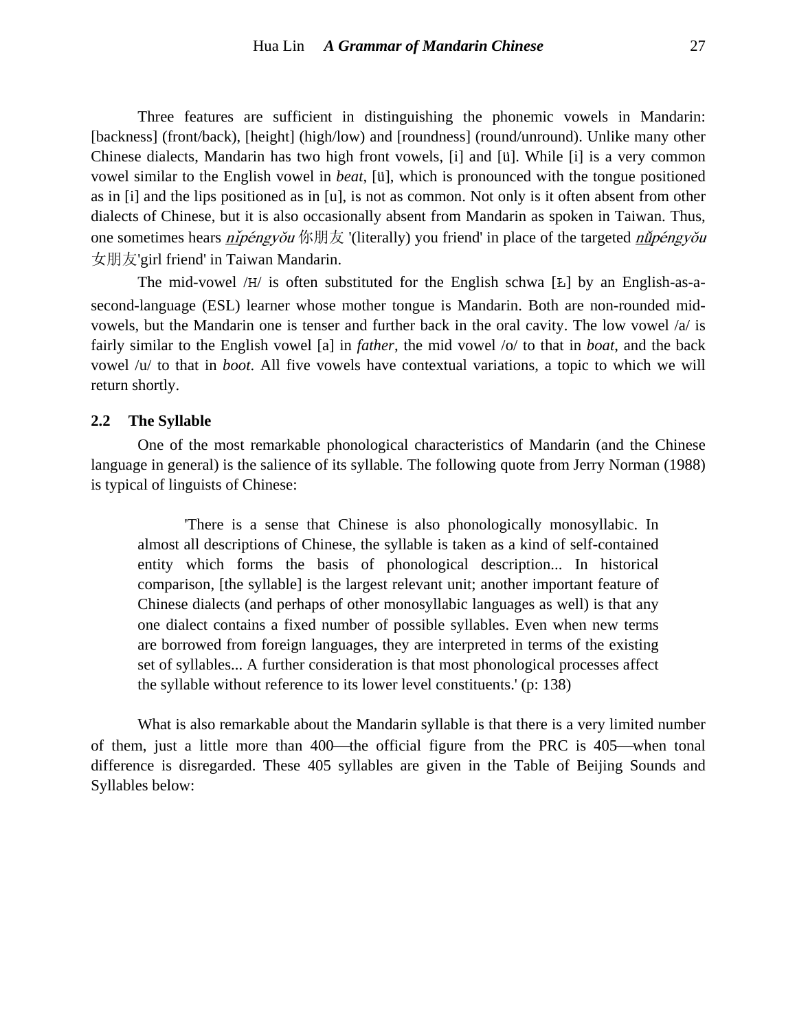Three features are sufficient in distinguishing the phonemic vowels in Mandarin: [backness] (front/back), [height] (high/low) and [roundness] (round/unround). Unlike many other Chinese dialects, Mandarin has two high front vowels, [i] and [ü]. While [i] is a very common vowel similar to the English vowel in *beat*, [ü], which is pronounced with the tongue positioned as in [i] and the lips positioned as in [u], is not as common. Not only is it often absent from other dialects of Chinese, but it is also occasionally absent from Mandarin as spoken in Taiwan. Thus, one sometimes hears ***nǐ****péngyǒu* 你朋友 '(literally) you friend' in place of the targeted ***nǚ****péngyǒu* 女朋友'girl friend' in Taiwan Mandarin.

The mid-vowel /H/ is often substituted for the English schwa [Ł] by an English-as-a-second-language (ESL) learner whose mother tongue is Mandarin. Both are non-rounded mid-vowels, but the Mandarin one is tenser and further back in the oral cavity. The low vowel /a/ is fairly similar to the English vowel [a] in *father*, the mid vowel /o/ to that in *boat*, and the back vowel /u/ to that in *boot*. All five vowels have contextual variations, a topic to which we will return shortly.

## 2.2 The Syllable

One of the most remarkable phonological characteristics of Mandarin (and the Chinese language in general) is the salience of its syllable. The following quote from Jerry Norman (1988) is typical of linguists of Chinese:

> 'There is a sense that Chinese is also phonologically monosyllabic. In almost all descriptions of Chinese, the syllable is taken as a kind of self-contained entity which forms the basis of phonological description... In historical comparison, [the syllable] is the largest relevant unit; another important feature of Chinese dialects (and perhaps of other monosyllabic languages as well) is that any one dialect contains a fixed number of possible syllables. Even when new terms are borrowed from foreign languages, they are interpreted in terms of the existing set of syllables... A further consideration is that most phonological processes affect the syllable without reference to its lower level constituents.' (p: 138)

What is also remarkable about the Mandarin syllable is that there is a very limited number of them, just a little more than 400—the official figure from the PRC is 405—when tonal difference is disregarded. These 405 syllables are given in the Table of Beijing Sounds and Syllables below: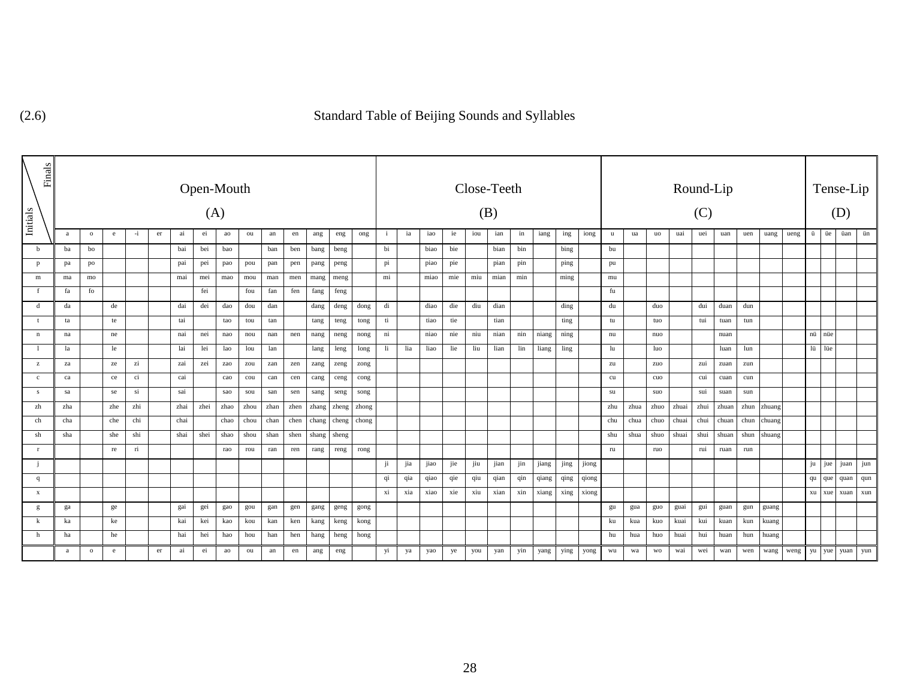(2.6) Standard Table of Beijing Sounds and Syllables

| Initials \ Finals | Open-Mouth (A) | | | | | | | | | | | | | | Close-Teeth (B) | | | | | | | | | | Round-Lip (C) | | | | | | | | | Tense-Lip (D) | | | |
|---|---|---|---|---|---|---|---|---|---|---|---|---|---|---|---|---|---|---|---|---|---|---|---|---|---|---|---|---|---|---|---|---|---|---|---|---|---|
| | a | o | e | -i | er | ai | ei | ao | ou | an | en | ang | eng | ong | i | ia | iao | ie | iou | ian | in | iang | ing | iong | u | ua | uo | uai | uei | uan | uen | uang | ueng | ü | üe | üan | ün |
| b | ba | bo | | | | bai | bei | bao | | ban | ben | bang | beng | | bi | | biao | bie | | bian | bin | | bing | | bu | | | | | | | | | | | | |
| p | pa | po | | | | pai | pei | pao | pou | pan | pen | pang | peng | | pi | | piao | pie | | pian | pin | | ping | | pu | | | | | | | | | | | | |
| m | ma | mo | | | | mai | mei | mao | mou | man | men | mang | meng | | mi | | miao | mie | miu | mian | min | | ming | | mu | | | | | | | | | | | | |
| f | fa | fo | | | | | fei | | fou | fan | fen | fang | feng | | | | | | | | | | | | fu | | | | | | | | | | | | |
| d | da | | de | | | dai | dei | dao | dou | dan | | dang | deng | dong | di | | diao | die | diu | dian | | | ding | | du | | duo | | dui | duan | dun | | | | | | |
| t | ta | | te | | | tai | | tao | tou | tan | | tang | teng | tong | ti | | tiao | tie | | tian | | | ting | | tu | | tuo | | tui | tuan | tun | | | | | | |
| n | na | | ne | | | nai | nei | nao | nou | nan | nen | nang | neng | nong | ni | | niao | nie | niu | nian | nin | niang | ning | | nu | | nuo | | | nuan | | | | nü | nüe | | |
| l | la | | le | | | lai | lei | lao | lou | lan | | lang | leng | long | li | lia | liao | lie | liu | lian | lin | liang | ling | | lu | | luo | | | luan | lun | | | lü | lüe | | |
| z | za | | ze | zi | | zai | zei | zao | zou | zan | zen | zang | zeng | zong | | | | | | | | | | | zu | | zuo | | zui | zuan | zun | | | | | | |
| c | ca | | ce | ci | | cai | | cao | cou | can | cen | cang | ceng | cong | | | | | | | | | | | cu | | cuo | | cui | cuan | cun | | | | | | |
| s | sa | | se | si | | sai | | sao | sou | san | sen | sang | seng | song | | | | | | | | | | | su | | suo | | sui | suan | sun | | | | | | |
| zh | zha | | zhe | zhi | | zhai | zhei | zhao | zhou | zhan | zhen | zhang | zheng | zhong | | | | | | | | | | | zhu | zhua | zhuo | zhuai | zhui | zhuan | zhun | zhuang | | | | | |
| ch | cha | | che | chi | | chai | | chao | chou | chan | chen | chang | cheng | chong | | | | | | | | | | | chu | chua | chuo | chuai | chui | chuan | chun | chuang | | | | | |
| sh | sha | | she | shi | | shai | shei | shao | shou | shan | shen | shang | sheng | | | | | | | | | | | | shu | shua | shuo | shuai | shui | shuan | shun | shuang | | | | | |
| r | | | re | ri | | | | rao | rou | ran | ren | rang | reng | rong | | | | | | | | | | | ru | | ruo | | rui | ruan | run | | | | | | |
| j | | | | | | | | | | | | | | | ji | jia | jiao | jie | jiu | jian | jin | jiang | jing | jiong | | | | | | | | | | ju | jue | juan | jun |
| q | | | | | | | | | | | | | | | qi | qia | qiao | qie | qiu | qian | qin | qiang | qing | qiong | | | | | | | | | | qu | que | quan | qun |
| x | | | | | | | | | | | | | | | xi | xia | xiao | xie | xiu | xian | xin | xiang | xing | xiong | | | | | | | | | | xu | xue | xuan | xun |
| g | ga | | ge | | | gai | gei | gao | gou | gan | gen | gang | geng | gong | | | | | | | | | | | gu | gua | guo | guai | gui | guan | gun | guang | | | | | |
| k | ka | | ke | | | kai | kei | kao | kou | kan | ken | kang | keng | kong | | | | | | | | | | | ku | kua | kuo | kuai | kui | kuan | kun | kuang | | | | | |
| h | ha | | he | | | hai | hei | hao | hou | han | hen | hang | heng | hong | | | | | | | | | | | hu | hua | huo | huai | hui | huan | hun | huang | | | | | |
| | a | o | e | | er | ai | ei | ao | ou | an | en | ang | eng | | yi | ya | yao | ye | you | yan | yin | yang | ying | yong | wu | wa | wo | wai | wei | wan | wen | wang | weng | yu | yue | yuan | yun |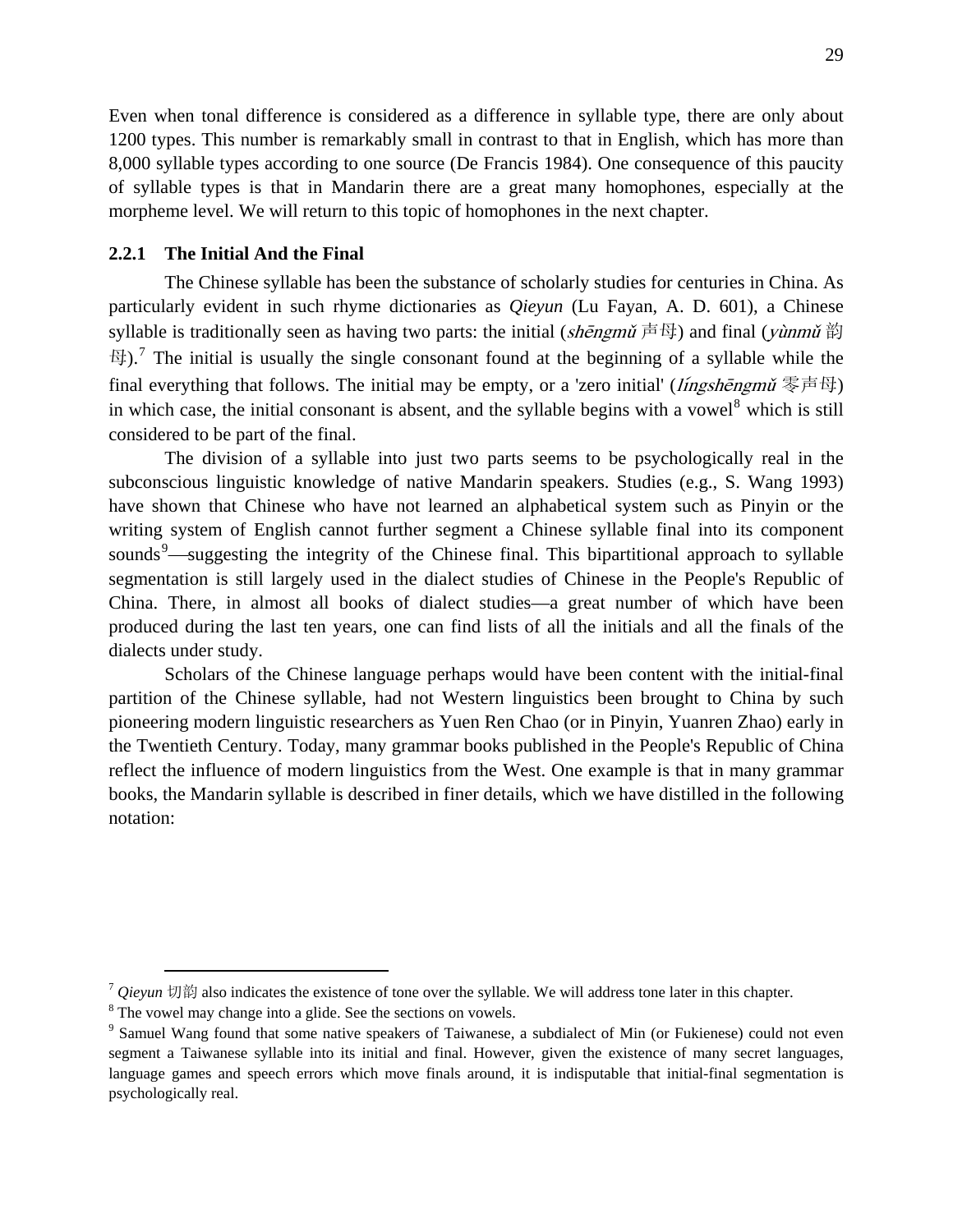Even when tonal difference is considered as a difference in syllable type, there are only about 1200 types. This number is remarkably small in contrast to that in English, which has more than 8,000 syllable types according to one source (De Francis 1984). One consequence of this paucity of syllable types is that in Mandarin there are a great many homophones, especially at the morpheme level. We will return to this topic of homophones in the next chapter.

### 2.2.1 The Initial And the Final

The Chinese syllable has been the substance of scholarly studies for centuries in China. As particularly evident in such rhyme dictionaries as *Qieyun* (Lu Fayan, A. D. 601), a Chinese syllable is traditionally seen as having two parts: the initial (*shēngmǔ* 声母) and final (*yùnmǔ* 韵母).[7] The initial is usually the single consonant found at the beginning of a syllable while the final everything that follows. The initial may be empty, or a 'zero initial' (*língshēngmǔ* 零声母) in which case, the initial consonant is absent, and the syllable begins with a vowel[8] which is still considered to be part of the final.

The division of a syllable into just two parts seems to be psychologically real in the subconscious linguistic knowledge of native Mandarin speakers. Studies (e.g., S. Wang 1993) have shown that Chinese who have not learned an alphabetical system such as Pinyin or the writing system of English cannot further segment a Chinese syllable final into its component sounds[9]—suggesting the integrity of the Chinese final. This bipartitional approach to syllable segmentation is still largely used in the dialect studies of Chinese in the People's Republic of China. There, in almost all books of dialect studies—a great number of which have been produced during the last ten years, one can find lists of all the initials and all the finals of the dialects under study.

Scholars of the Chinese language perhaps would have been content with the initial-final partition of the Chinese syllable, had not Western linguistics been brought to China by such pioneering modern linguistic researchers as Yuen Ren Chao (or in Pinyin, Yuanren Zhao) early in the Twentieth Century. Today, many grammar books published in the People's Republic of China reflect the influence of modern linguistics from the West. One example is that in many grammar books, the Mandarin syllable is described in finer details, which we have distilled in the following notation:

---

[7] *Qieyun* 切韵 also indicates the existence of tone over the syllable. We will address tone later in this chapter.

[8] The vowel may change into a glide. See the sections on vowels.

[9] Samuel Wang found that some native speakers of Taiwanese, a subdialect of Min (or Fukienese) could not even segment a Taiwanese syllable into its initial and final. However, given the existence of many secret languages, language games and speech errors which move finals around, it is indisputable that initial-final segmentation is psychologically real.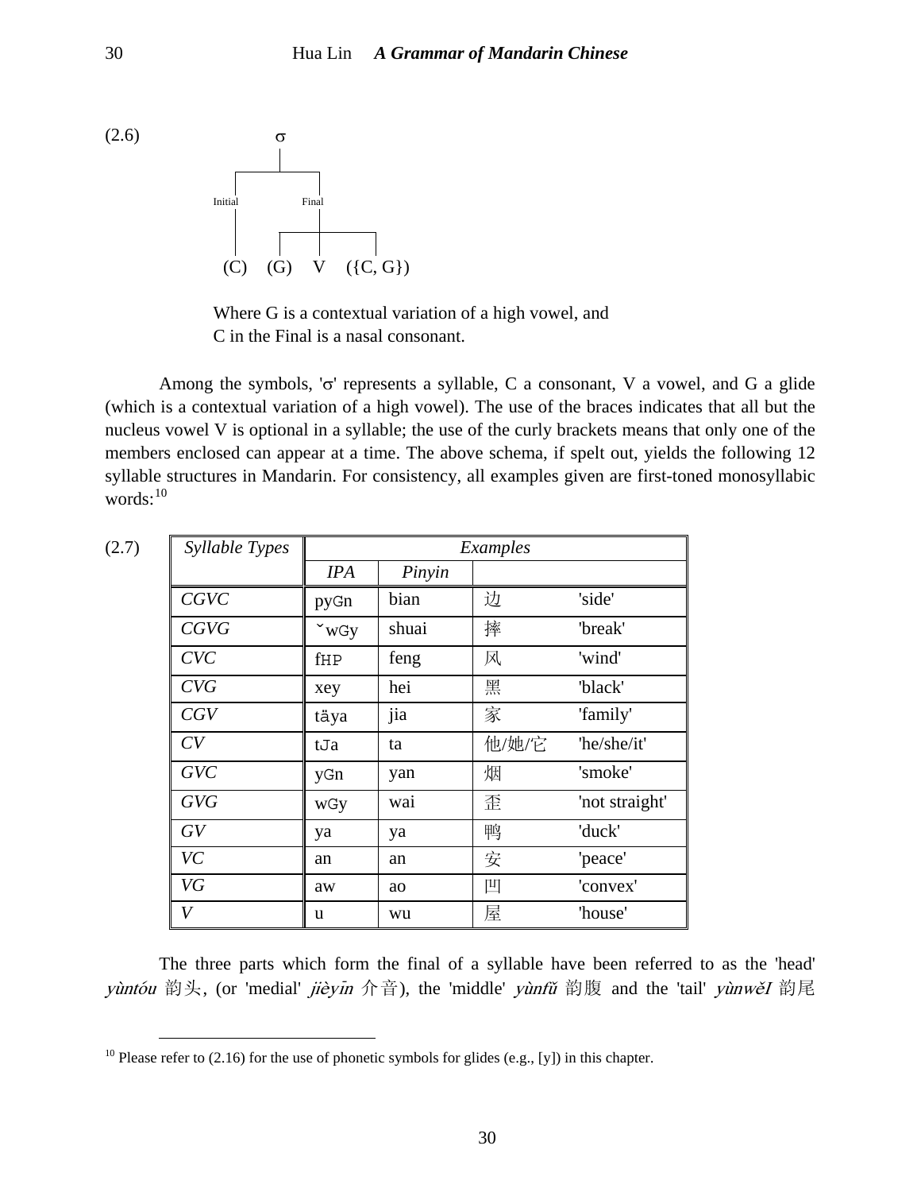(2.6)

```
              σ
        ┌─────┴─────┐
     Initial       Final
        │     ┌─────┼─────┐
       (C)   (G)    V   ({C, G})
```

Where G is a contextual variation of a high vowel, and
C in the Final is a nasal consonant.

Among the symbols, 'σ' represents a syllable, C a consonant, V a vowel, and G a glide (which is a contextual variation of a high vowel). The use of the braces indicates that all but the nucleus vowel V is optional in a syllable; the use of the curly brackets means that only one of the members enclosed can appear at a time. The above schema, if spelt out, yields the following 12 syllable structures in Mandarin. For consistency, all examples given are first-toned monosyllabic words:[10]

(2.7)

| *Syllable Types* | *Examples* | | | |
|---|---|---|---|---|
| | *IPA* | *Pinyin* | | |
| *CGVC* | pyGn | bian | 边 | 'side' |
| *CGVG* | ˇwGy | shuai | 摔 | 'break' |
| *CVC* | fHP | feng | 风 | 'wind' |
| *CVG* | xey | hei | 黑 | 'black' |
| *CGV* | täya | jia | 家 | 'family' |
| *CV* | tJa | ta | 他/她/它 | 'he/she/it' |
| *GVC* | yGn | yan | 烟 | 'smoke' |
| *GVG* | wGy | wai | 歪 | 'not straight' |
| *GV* | ya | ya | 鸭 | 'duck' |
| *VC* | an | an | 安 | 'peace' |
| *VG* | aw | ao | 凹 | 'convex' |
| *V* | u | wu | 屋 | 'house' |

The three parts which form the final of a syllable have been referred to as the 'head' *yùntóu* 韵头, (or 'medial' *jièyīn* 介音), the 'middle' *yùnfǔ* 韵腹 and the 'tail' *yùnwěI* 韵尾

[10] Please refer to (2.16) for the use of phonetic symbols for glides (e.g., [y]) in this chapter.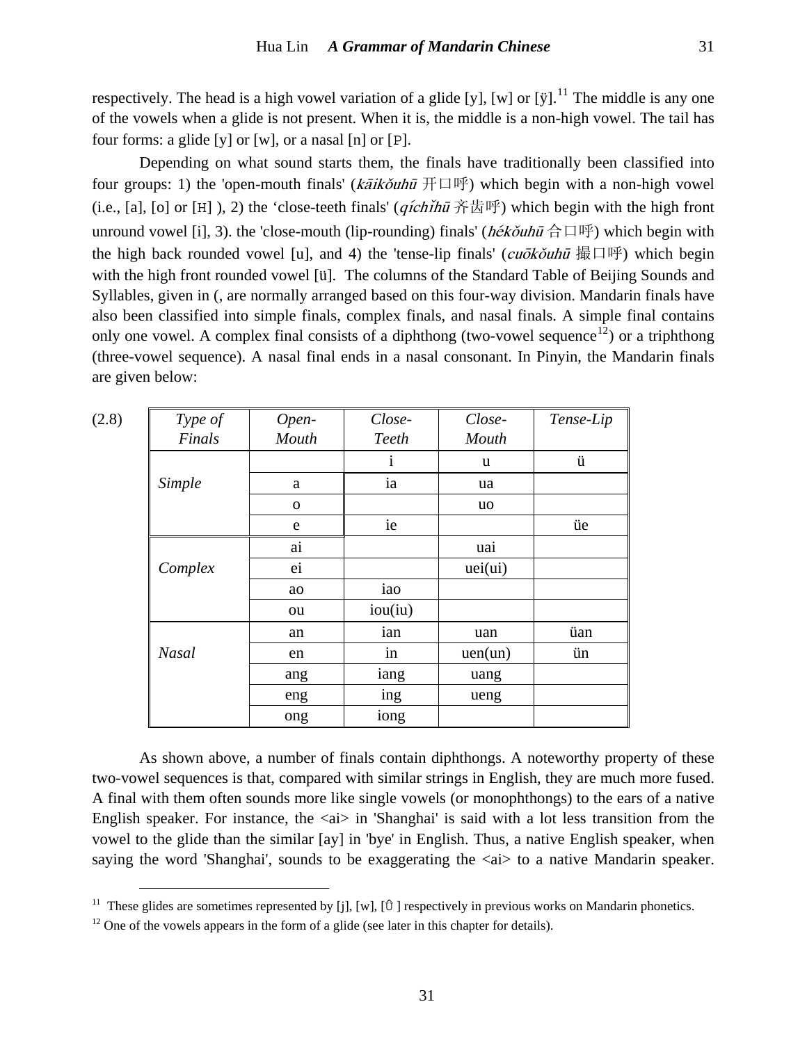respectively. The head is a high vowel variation of a glide [y], [w] or [ÿ].[11] The middle is any one of the vowels when a glide is not present. When it is, the middle is a non-high vowel. The tail has four forms: a glide [y] or [w], or a nasal [n] or [P].

Depending on what sound starts them, the finals have traditionally been classified into four groups: 1) the 'open-mouth finals' (*kāikǒuhū* 开口呼) which begin with a non-high vowel (i.e., [a], [o] or [H] ), 2) the 'close-teeth finals' (*qíchǐhū* 齐齿呼) which begin with the high front unround vowel [i], 3). the 'close-mouth (lip-rounding) finals' (*hékǒuhū* 合口呼) which begin with the high back rounded vowel [u], and 4) the 'tense-lip finals' (*cuōkǒuhū* 撮口呼) which begin with the high front rounded vowel [ü]. The columns of the Standard Table of Beijing Sounds and Syllables, given in (, are normally arranged based on this four-way division. Mandarin finals have also been classified into simple finals, complex finals, and nasal finals. A simple final contains only one vowel. A complex final consists of a diphthong (two-vowel sequence[12]) or a triphthong (three-vowel sequence). A nasal final ends in a nasal consonant. In Pinyin, the Mandarin finals are given below:

(2.8)

| *Type of Finals* | *Open-Mouth* | *Close-Teeth* | *Close-Mouth* | *Tense-Lip* |
|---|---|---|---|---|
| *Simple* | | i | u | ü |
| | a | ia | ua | |
| | o | | uo | |
| | e | ie | | üe |
| *Complex* | ai | | uai | |
| | ei | | uei(ui) | |
| | ao | iao | | |
| | ou | iou(iu) | | |
| *Nasal* | an | ian | uan | üan |
| | en | in | uen(un) | ün |
| | ang | iang | uang | |
| | eng | ing | ueng | |
| | ong | iong | | |

As shown above, a number of finals contain diphthongs. A noteworthy property of these two-vowel sequences is that, compared with similar strings in English, they are much more fused. A final with them often sounds more like single vowels (or monophthongs) to the ears of a native English speaker. For instance, the <ai> in 'Shanghai' is said with a lot less transition from the vowel to the glide than the similar [ay] in 'bye' in English. Thus, a native English speaker, when saying the word 'Shanghai', sounds to be exaggerating the <ai> to a native Mandarin speaker.

[11] These glides are sometimes represented by [j], [w], [Û ] respectively in previous works on Mandarin phonetics.

[12] One of the vowels appears in the form of a glide (see later in this chapter for details).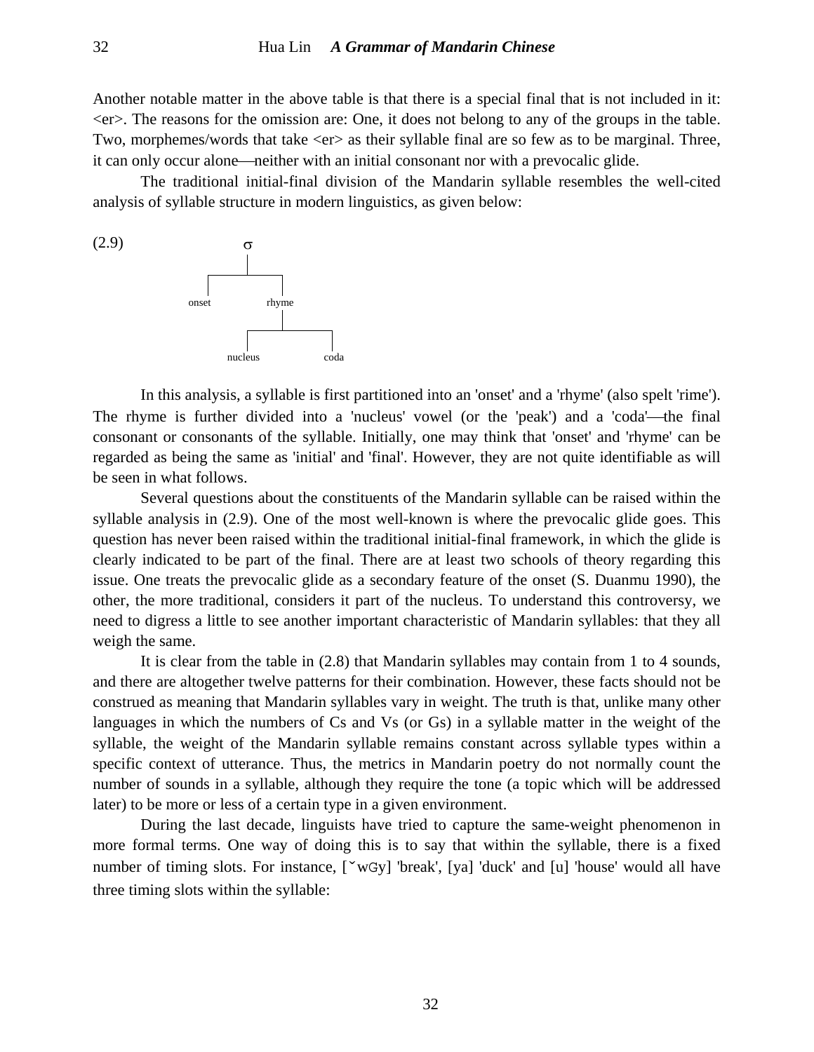Another notable matter in the above table is that there is a special final that is not included in it: <er>. The reasons for the omission are: One, it does not belong to any of the groups in the table. Two, morphemes/words that take <er> as their syllable final are so few as to be marginal. Three, it can only occur alone—neither with an initial consonant nor with a prevocalic glide.

The traditional initial-final division of the Mandarin syllable resembles the well-cited analysis of syllable structure in modern linguistics, as given below:

(2.9)

```
            σ
            |
      ┌─────┴─────┐
    onset       rhyme
                  |
            ┌─────┴─────┐
         nucleus       coda
```

In this analysis, a syllable is first partitioned into an 'onset' and a 'rhyme' (also spelt 'rime'). The rhyme is further divided into a 'nucleus' vowel (or the 'peak') and a 'coda'—the final consonant or consonants of the syllable. Initially, one may think that 'onset' and 'rhyme' can be regarded as being the same as 'initial' and 'final'. However, they are not quite identifiable as will be seen in what follows.

Several questions about the constituents of the Mandarin syllable can be raised within the syllable analysis in (2.9). One of the most well-known is where the prevocalic glide goes. This question has never been raised within the traditional initial-final framework, in which the glide is clearly indicated to be part of the final. There are at least two schools of theory regarding this issue. One treats the prevocalic glide as a secondary feature of the onset (S. Duanmu 1990), the other, the more traditional, considers it part of the nucleus. To understand this controversy, we need to digress a little to see another important characteristic of Mandarin syllables: that they all weigh the same.

It is clear from the table in (2.8) that Mandarin syllables may contain from 1 to 4 sounds, and there are altogether twelve patterns for their combination. However, these facts should not be construed as meaning that Mandarin syllables vary in weight. The truth is that, unlike many other languages in which the numbers of Cs and Vs (or Gs) in a syllable matter in the weight of the syllable, the weight of the Mandarin syllable remains constant across syllable types within a specific context of utterance. Thus, the metrics in Mandarin poetry do not normally count the number of sounds in a syllable, although they require the tone (a topic which will be addressed later) to be more or less of a certain type in a given environment.

During the last decade, linguists have tried to capture the same-weight phenomenon in more formal terms. One way of doing this is to say that within the syllable, there is a fixed number of timing slots. For instance, [ˇwɢy] 'break', [ya] 'duck' and [u] 'house' would all have three timing slots within the syllable: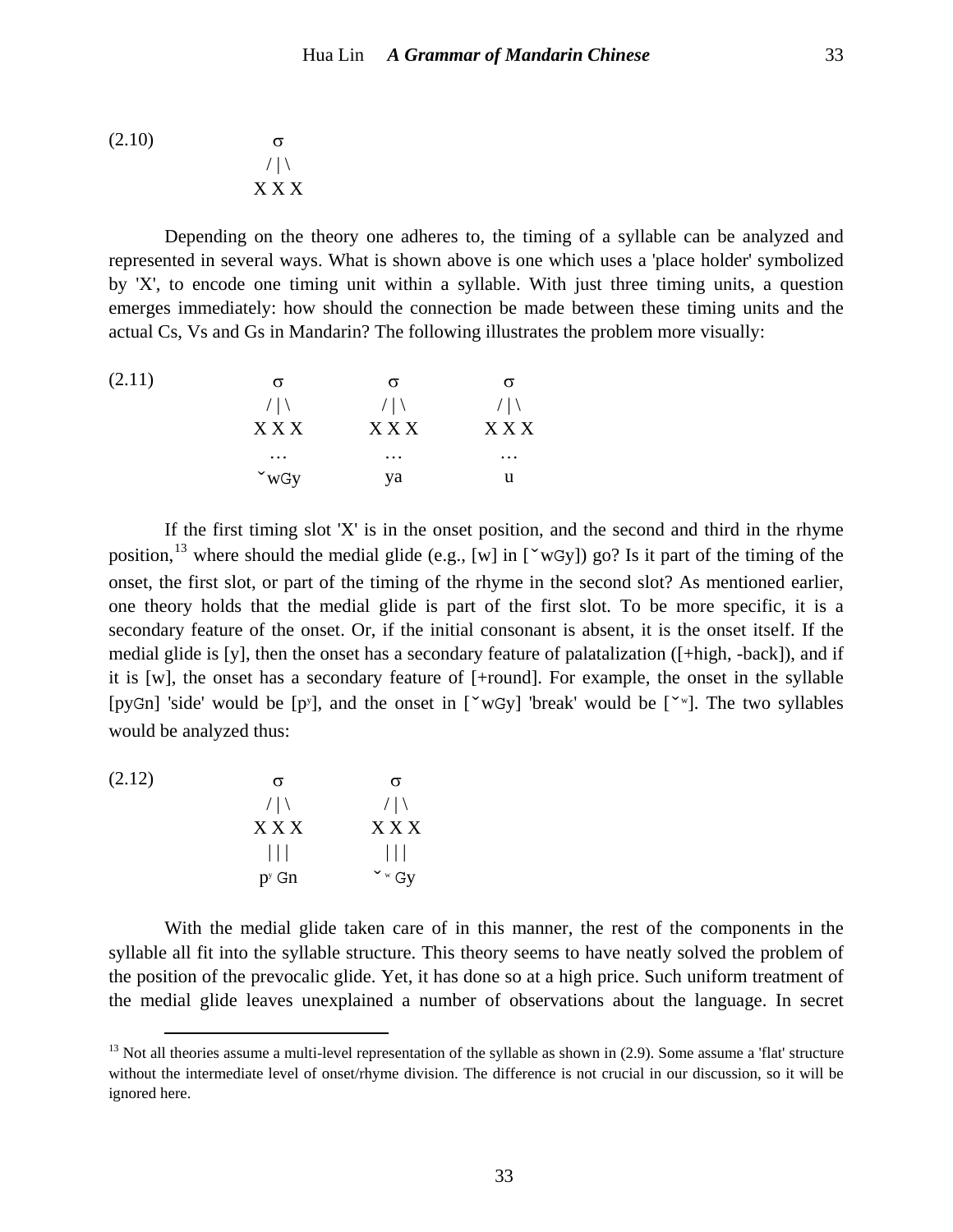(2.10)

```
    σ
   / | \
  X X X
```

Depending on the theory one adheres to, the timing of a syllable can be analyzed and represented in several ways. What is shown above is one which uses a 'place holder' symbolized by 'X', to encode one timing unit within a syllable. With just three timing units, a question emerges immediately: how should the connection be made between these timing units and the actual Cs, Vs and Gs in Mandarin? The following illustrates the problem more visually:

(2.11)

```
    σ          σ          σ
   / | \      / | \      / | \
  X X X      X X X      X X X
   …          …          …
  ˇwGy        ya          u
```

If the first timing slot 'X' is in the onset position, and the second and third in the rhyme position,[13] where should the medial glide (e.g., [w] in [ˇwGy]) go? Is it part of the timing of the onset, the first slot, or part of the timing of the rhyme in the second slot? As mentioned earlier, one theory holds that the medial glide is part of the first slot. To be more specific, it is a secondary feature of the onset. Or, if the initial consonant is absent, it is the onset itself. If the medial glide is [y], then the onset has a secondary feature of palatalization ([+high, -back]), and if it is [w], the onset has a secondary feature of [+round]. For example, the onset in the syllable [pyGn] 'side' would be [pʸ], and the onset in [ˇwGy] 'break' would be [ˇʷ]. The two syllables would be analyzed thus:

(2.12)

```
    σ          σ
   / | \      / | \
  X X X      X X X
  | | |      | | |
  pʸ G n     ˇʷ G y
```

With the medial glide taken care of in this manner, the rest of the components in the syllable all fit into the syllable structure. This theory seems to have neatly solved the problem of the position of the prevocalic glide. Yet, it has done so at a high price. Such uniform treatment of the medial glide leaves unexplained a number of observations about the language. In secret

---

[13] Not all theories assume a multi-level representation of the syllable as shown in (2.9). Some assume a 'flat' structure without the intermediate level of onset/rhyme division. The difference is not crucial in our discussion, so it will be ignored here.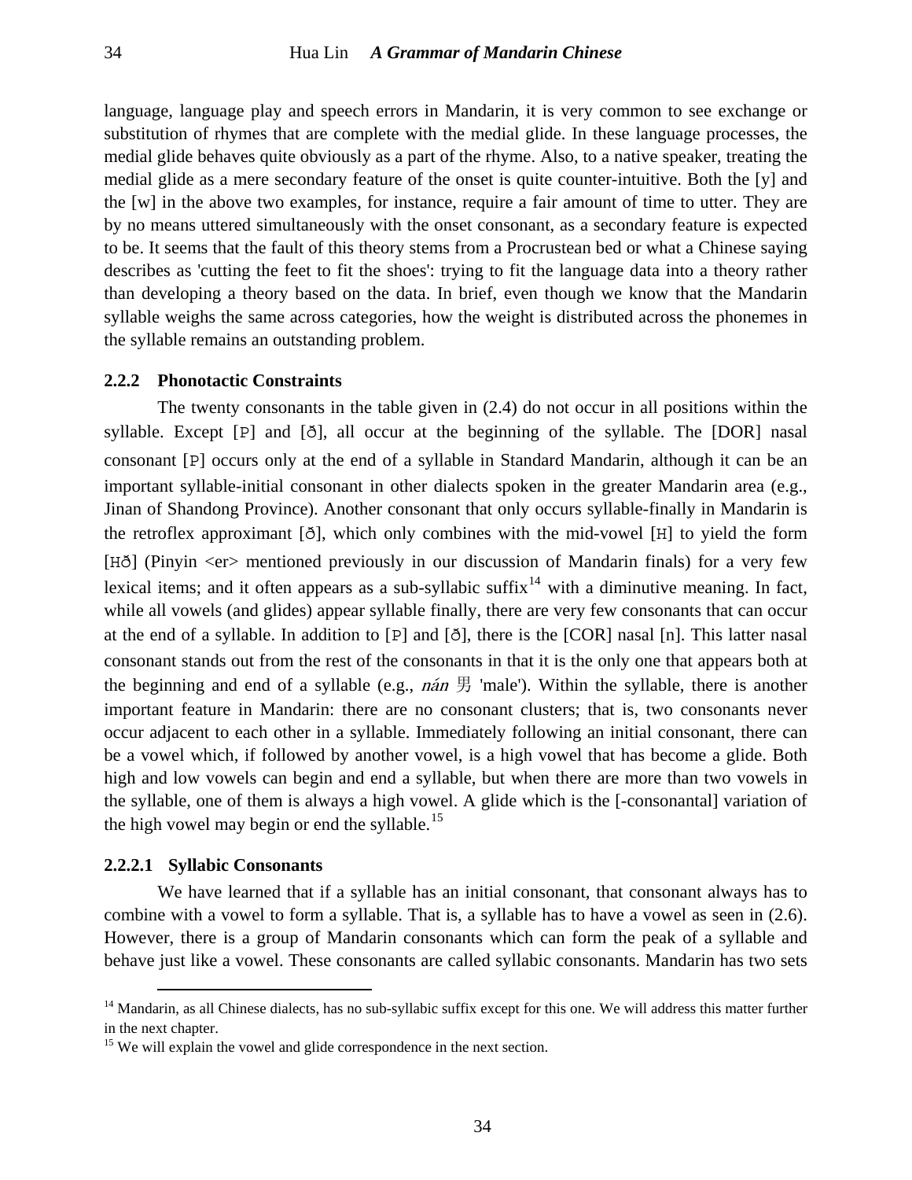language, language play and speech errors in Mandarin, it is very common to see exchange or substitution of rhymes that are complete with the medial glide. In these language processes, the medial glide behaves quite obviously as a part of the rhyme. Also, to a native speaker, treating the medial glide as a mere secondary feature of the onset is quite counter-intuitive. Both the [y] and the [w] in the above two examples, for instance, require a fair amount of time to utter. They are by no means uttered simultaneously with the onset consonant, as a secondary feature is expected to be. It seems that the fault of this theory stems from a Procrustean bed or what a Chinese saying describes as 'cutting the feet to fit the shoes': trying to fit the language data into a theory rather than developing a theory based on the data. In brief, even though we know that the Mandarin syllable weighs the same across categories, how the weight is distributed across the phonemes in the syllable remains an outstanding problem.

### 2.2.2 Phonotactic Constraints

The twenty consonants in the table given in (2.4) do not occur in all positions within the syllable. Except [P] and [ð], all occur at the beginning of the syllable. The [DOR] nasal consonant [P] occurs only at the end of a syllable in Standard Mandarin, although it can be an important syllable-initial consonant in other dialects spoken in the greater Mandarin area (e.g., Jinan of Shandong Province). Another consonant that only occurs syllable-finally in Mandarin is the retroflex approximant [ð], which only combines with the mid-vowel [H] to yield the form [Hð] (Pinyin <er> mentioned previously in our discussion of Mandarin finals) for a very few lexical items; and it often appears as a sub-syllabic suffix[14] with a diminutive meaning. In fact, while all vowels (and glides) appear syllable finally, there are very few consonants that can occur at the end of a syllable. In addition to [P] and [ð], there is the [COR] nasal [n]. This latter nasal consonant stands out from the rest of the consonants in that it is the only one that appears both at the beginning and end of a syllable (e.g., *nán* 男 'male'). Within the syllable, there is another important feature in Mandarin: there are no consonant clusters; that is, two consonants never occur adjacent to each other in a syllable. Immediately following an initial consonant, there can be a vowel which, if followed by another vowel, is a high vowel that has become a glide. Both high and low vowels can begin and end a syllable, but when there are more than two vowels in the syllable, one of them is always a high vowel. A glide which is the [-consonantal] variation of the high vowel may begin or end the syllable.[15]

#### 2.2.2.1 Syllabic Consonants

We have learned that if a syllable has an initial consonant, that consonant always has to combine with a vowel to form a syllable. That is, a syllable has to have a vowel as seen in (2.6). However, there is a group of Mandarin consonants which can form the peak of a syllable and behave just like a vowel. These consonants are called syllabic consonants. Mandarin has two sets

---

[14] Mandarin, as all Chinese dialects, has no sub-syllabic suffix except for this one. We will address this matter further in the next chapter.

[15] We will explain the vowel and glide correspondence in the next section.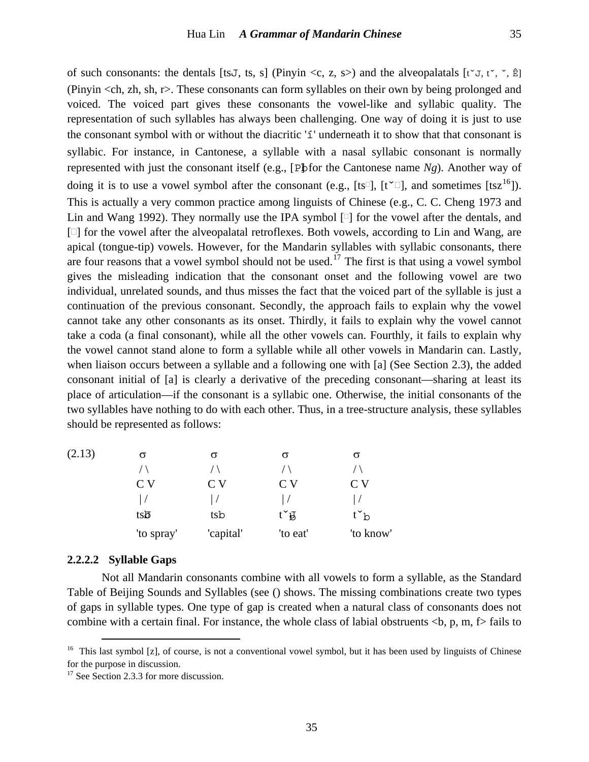of such consonants: the dentals [tsJ, ts, s] (Pinyin <c, z, s>) and the alveopalatals [tˇJ, tˇ, ˇ, Ê] (Pinyin <ch, zh, sh, r>. These consonants can form syllables on their own by being prolonged and voiced. The voiced part gives these consonants the vowel-like and syllabic quality. The representation of such syllables has always been challenging. One way of doing it is just to use the consonant symbol with or without the diacritic 'í' underneath it to show that that consonant is syllabic. For instance, in Cantonese, a syllable with a nasal syllabic consonant is normally represented with just the consonant itself (e.g., [Pþ] for the Cantonese name *Ng*). Another way of doing it is to use a vowel symbol after the consonant (e.g., [ts□], [tˇ□], and sometimes [tsz[16]]). This is actually a very common practice among linguists of Chinese (e.g., C. C. Cheng 1973 and Lin and Wang 1992). They normally use the IPA symbol [□] for the vowel after the dentals, and [□] for the vowel after the alveopalatal retroflexes. Both vowels, according to Lin and Wang, are apical (tongue-tip) vowels. However, for the Mandarin syllables with syllabic consonants, there are four reasons that a vowel symbol should not be used.[17] The first is that using a vowel symbol gives the misleading indication that the consonant onset and the following vowel are two individual, unrelated sounds, and thus misses the fact that the voiced part of the syllable is just a continuation of the previous consonant. Secondly, the approach fails to explain why the vowel cannot take any other consonants as its onset. Thirdly, it fails to explain why the vowel cannot take a coda (a final consonant), while all the other vowels can. Fourthly, it fails to explain why the vowel cannot stand alone to form a syllable while all other vowels in Mandarin can. Lastly, when liaison occurs between a syllable and a following one with [a] (See Section 2.3), the added consonant initial of [a] is clearly a derivative of the preceding consonant—sharing at least its place of articulation—if the consonant is a syllabic one. Otherwise, the initial consonants of the two syllables have nothing to do with each other. Thus, in a tree-structure analysis, these syllables should be represented as follows:

```
(2.13)    σ          σ          σ          σ
         / \        / \        / \        / \
         C V        C V        C V        C V
         | /        | /        | /        | /
         tsþ̄        tsþ        tˇJþ       tˇþ
      'to spray'  'capital'  'to eat'   'to know'
```

### 2.2.2.2 Syllable Gaps

Not all Mandarin consonants combine with all vowels to form a syllable, as the Standard Table of Beijing Sounds and Syllables (see () shows. The missing combinations create two types of gaps in syllable types. One type of gap is created when a natural class of consonants does not combine with a certain final. For instance, the whole class of labial obstruents <b, p, m, f> fails to

---

[16] This last symbol [z], of course, is not a conventional vowel symbol, but it has been used by linguists of Chinese for the purpose in discussion.

[17] See Section 2.3.3 for more discussion.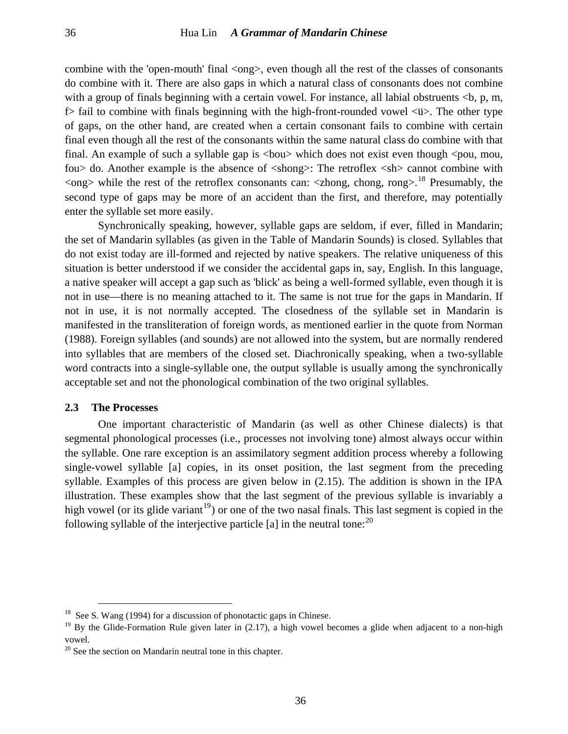combine with the 'open-mouth' final <ong>, even though all the rest of the classes of consonants do combine with it. There are also gaps in which a natural class of consonants does not combine with a group of finals beginning with a certain vowel. For instance, all labial obstruents <b, p, m, f> fail to combine with finals beginning with the high-front-rounded vowel <ü>. The other type of gaps, on the other hand, are created when a certain consonant fails to combine with certain final even though all the rest of the consonants within the same natural class do combine with that final. An example of such a syllable gap is <bou> which does not exist even though <pou, mou, fou> do. Another example is the absence of <shong>: The retroflex <sh> cannot combine with <ong> while the rest of the retroflex consonants can: <zhong, chong, rong>.[18] Presumably, the second type of gaps may be more of an accident than the first, and therefore, may potentially enter the syllable set more easily.

Synchronically speaking, however, syllable gaps are seldom, if ever, filled in Mandarin; the set of Mandarin syllables (as given in the Table of Mandarin Sounds) is closed. Syllables that do not exist today are ill-formed and rejected by native speakers. The relative uniqueness of this situation is better understood if we consider the accidental gaps in, say, English. In this language, a native speaker will accept a gap such as 'blick' as being a well-formed syllable, even though it is not in use—there is no meaning attached to it. The same is not true for the gaps in Mandarin. If not in use, it is not normally accepted. The closedness of the syllable set in Mandarin is manifested in the transliteration of foreign words, as mentioned earlier in the quote from Norman (1988). Foreign syllables (and sounds) are not allowed into the system, but are normally rendered into syllables that are members of the closed set. Diachronically speaking, when a two-syllable word contracts into a single-syllable one, the output syllable is usually among the synchronically acceptable set and not the phonological combination of the two original syllables.

### 2.3 The Processes

One important characteristic of Mandarin (as well as other Chinese dialects) is that segmental phonological processes (i.e., processes not involving tone) almost always occur within the syllable. One rare exception is an assimilatory segment addition process whereby a following single-vowel syllable [a] copies, in its onset position, the last segment from the preceding syllable. Examples of this process are given below in (2.15). The addition is shown in the IPA illustration. These examples show that the last segment of the previous syllable is invariably a high vowel (or its glide variant[19]) or one of the two nasal finals. This last segment is copied in the following syllable of the interjective particle [a] in the neutral tone:[20]

---

[18] See S. Wang (1994) for a discussion of phonotactic gaps in Chinese.

[19] By the Glide-Formation Rule given later in (2.17), a high vowel becomes a glide when adjacent to a non-high vowel.

[20] See the section on Mandarin neutral tone in this chapter.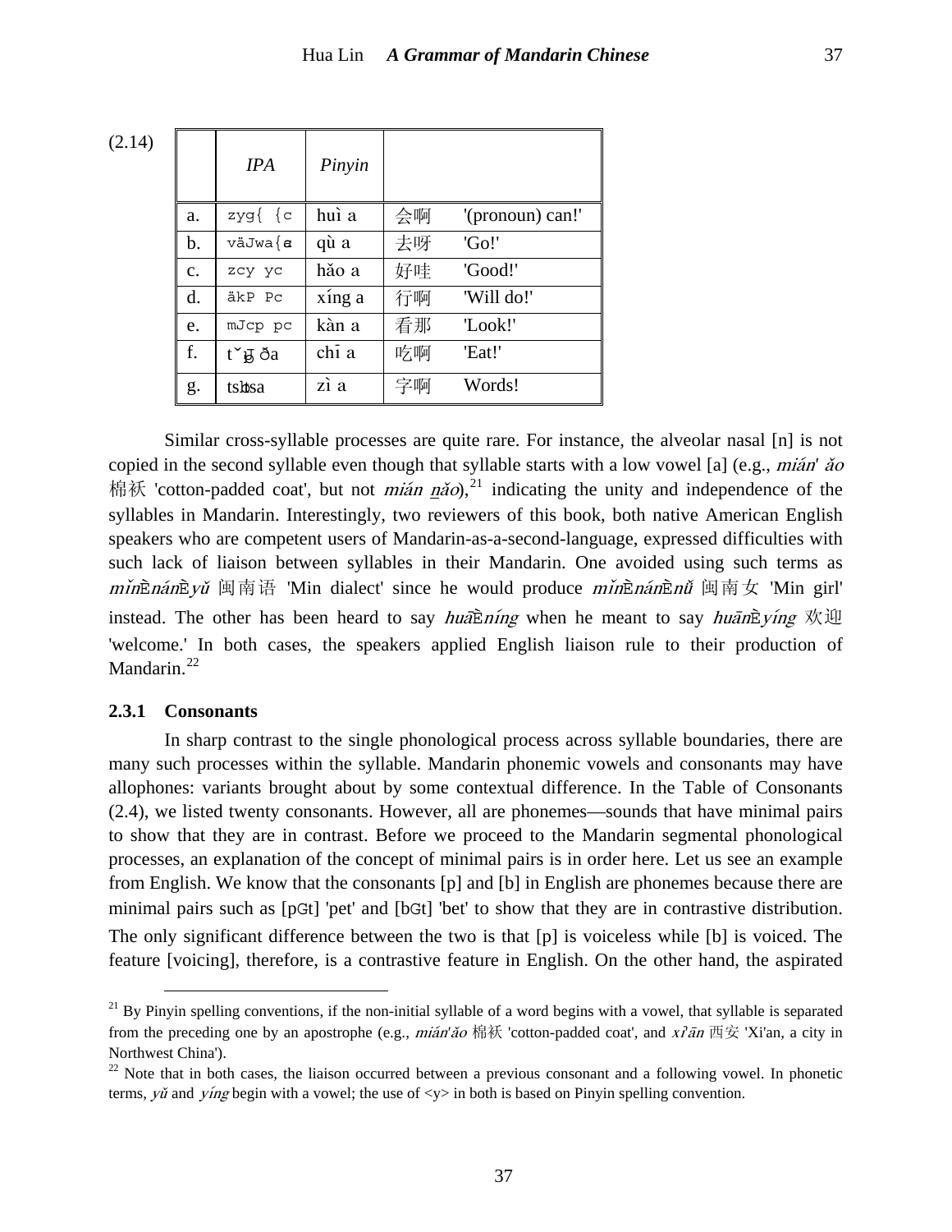(2.14)

| | *IPA* | *Pinyin* | | |
|---|---|---|---|---|
| a. | zyg{ {c | huì a | 会啊 | '(pronoun) can!' |
| b. | väJwa{ɑ | qù a | 去呀 | 'Go!' |
| c. | zcy yc | hǎo a | 好哇 | 'Good!' |
| d. | äkP Pc | xíng a | 行啊 | 'Will do!' |
| e. | mJcp pc | kàn a | 看那 | 'Look!' |
| f. | tˇʐ̩ ða | chī a | 吃啊 | 'Eat!' |
| g. | tsɿsa | zì a | 字啊 | Words! |

Similar cross-syllable processes are quite rare. For instance, the alveolar nasal [n] is not copied in the second syllable even though that syllable starts with a low vowel [a] (e.g., *mián' ǎo* 棉袄 'cotton-padded coat', but not *mián n̲ǎo*),[21] indicating the unity and independence of the syllables in Mandarin. Interestingly, two reviewers of this book, both native American English speakers who are competent users of Mandarin-as-a-second-language, expressed difficulties with such lack of liaison between syllables in their Mandarin. One avoided using such terms as *mǐnÈnánÈyǔ* 闽南语 'Min dialect' since he would produce *mǐnÈnánÈnǚ* 闽南女 'Min girl' instead. The other has been heard to say *huāÈníng* when he meant to say *huānÈyíng* 欢迎 'welcome.' In both cases, the speakers applied English liaison rule to their production of Mandarin.[22]

### 2.3.1 Consonants

In sharp contrast to the single phonological process across syllable boundaries, there are many such processes within the syllable. Mandarin phonemic vowels and consonants may have allophones: variants brought about by some contextual difference. In the Table of Consonants (2.4), we listed twenty consonants. However, all are phonemes—sounds that have minimal pairs to show that they are in contrast. Before we proceed to the Mandarin segmental phonological processes, an explanation of the concept of minimal pairs is in order here. Let us see an example from English. We know that the consonants [p] and [b] in English are phonemes because there are minimal pairs such as [pɛt] 'pet' and [bɛt] 'bet' to show that they are in contrastive distribution. The only significant difference between the two is that [p] is voiceless while [b] is voiced. The feature [voicing], therefore, is a contrastive feature in English. On the other hand, the aspirated

---

[21] By Pinyin spelling conventions, if the non-initial syllable of a word begins with a vowel, that syllable is separated from the preceding one by an apostrophe (e.g., *mián'ǎo* 棉袄 'cotton-padded coat', and *xī'ān* 西安 'Xi'an, a city in Northwest China').

[22] Note that in both cases, the liaison occurred between a previous consonant and a following vowel. In phonetic terms, *yǔ* and *yíng* begin with a vowel; the use of <y> in both is based on Pinyin spelling convention.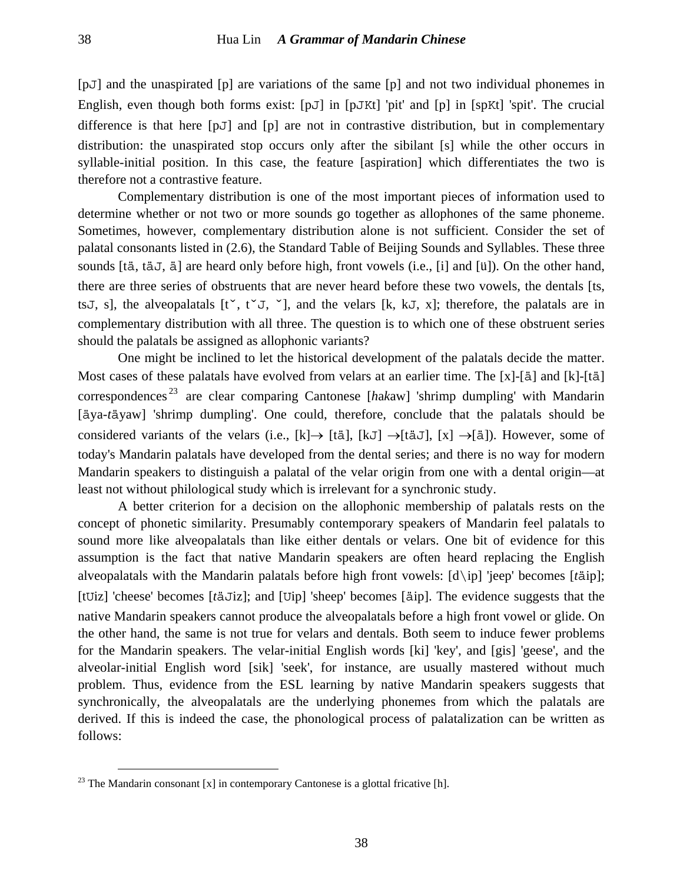[pʰ] and the unaspirated [p] are variations of the same [p] and not two individual phonemes in English, even though both forms exist: [pʰ] in [pʰɪt] 'pit' and [p] in [spɪt] 'spit'. The crucial difference is that here [pʰ] and [p] are not in contrastive distribution, but in complementary distribution: the unaspirated stop occurs only after the sibilant [s] while the other occurs in syllable-initial position. In this case, the feature [aspiration] which differentiates the two is therefore not a contrastive feature.

Complementary distribution is one of the most important pieces of information used to determine whether or not two or more sounds go together as allophones of the same phoneme. Sometimes, however, complementary distribution alone is not sufficient. Consider the set of palatal consonants listed in (2.6), the Standard Table of Beijing Sounds and Syllables. These three sounds [tɕ, tɕʰ, ɕ] are heard only before high, front vowels (i.e., [i] and [ü]). On the other hand, there are three series of obstruents that are never heard before these two vowels, the dentals [ts, tsʰ, s], the alveopalatals [tʂ, tʂʰ, ʂ], and the velars [k, kʰ, x]; therefore, the palatals are in complementary distribution with all three. The question is to which one of these obstruent series should the palatals be assigned as allophonic variants?

One might be inclined to let the historical development of the palatals decide the matter. Most cases of these palatals have evolved from velars at an earlier time. The [x]-[ɕ] and [k]-[tɕ] correspondences[23] are clear comparing Cantonese [*hak*aw] 'shrimp dumpling' with Mandarin [ɕya-*t*ɕyaw] 'shrimp dumpling'. One could, therefore, conclude that the palatals should be considered variants of the velars (i.e., [k]→ [tɕ], [kʰ] →[tɕʰ], [x] →[ɕ]). However, some of today's Mandarin palatals have developed from the dental series; and there is no way for modern Mandarin speakers to distinguish a palatal of the velar origin from one with a dental origin—at least not without philological study which is irrelevant for a synchronic study.

A better criterion for a decision on the allophonic membership of palatals rests on the concept of phonetic similarity. Presumably contemporary speakers of Mandarin feel palatals to sound more like alveopalatals than like either dentals or velars. One bit of evidence for this assumption is the fact that native Mandarin speakers are often heard replacing the English alveopalatals with the Mandarin palatals before high front vowels: [dʒip] 'jeep' becomes [*t*ɕip]; [tʃiz] 'cheese' becomes [*t*ɕʰiz]; and [ʃip] 'sheep' becomes [ɕip]. The evidence suggests that the native Mandarin speakers cannot produce the alveopalatals before a high front vowel or glide. On the other hand, the same is not true for velars and dentals. Both seem to induce fewer problems for the Mandarin speakers. The velar-initial English words [ki] 'key', and [gis] 'geese', and the alveolar-initial English word [sik] 'seek', for instance, are usually mastered without much problem. Thus, evidence from the ESL learning by native Mandarin speakers suggests that synchronically, the alveopalatals are the underlying phonemes from which the palatals are derived. If this is indeed the case, the phonological process of palatalization can be written as follows:

---

[23] The Mandarin consonant [x] in contemporary Cantonese is a glottal fricative [h].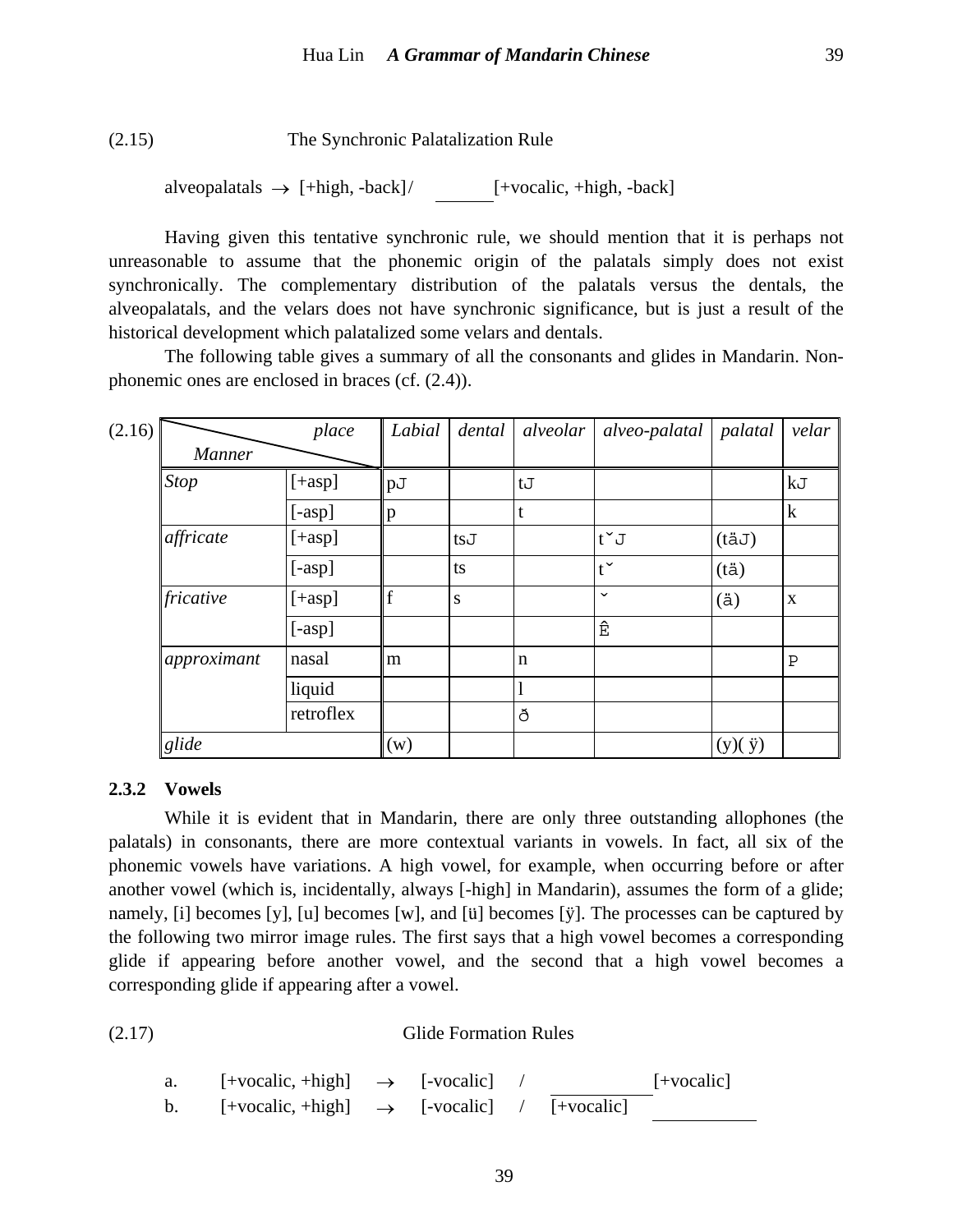(2.15) The Synchronic Palatalization Rule

alveopalatals → [+high, -back]/ ______[+vocalic, +high, -back]

Having given this tentative synchronic rule, we should mention that it is perhaps not unreasonable to assume that the phonemic origin of the palatals simply does not exist synchronically. The complementary distribution of the palatals versus the dentals, the alveopalatals, and the velars does not have synchronic significance, but is just a result of the historical development which palatalized some velars and dentals.

The following table gives a summary of all the consonants and glides in Mandarin. Non-phonemic ones are enclosed in braces (cf. (2.4)).

(2.16)

| *Manner* \ *place* | | *Labial* | *dental* | *alveolar* | *alveo-palatal* | *palatal* | *velar* |
|---|---|---|---|---|---|---|---|
| *Stop* | [+asp] | pJ | | tJ | | | kJ |
| | [-asp] | p | | t | | | k |
| *affricate* | [+asp] | | tsJ | | tˇJ | (täJ) | |
| | [-asp] | | ts | | tˇ | (tä) | |
| *fricative* | [+asp] | f | s | | ˇ | (ä) | x |
| | [-asp] | | | | Ê | | |
| *approximant* | nasal | m | | n | | | P |
| | liquid | | | l | | | |
| | retroflex | | | ð | | | |
| *glide* | | (w) | | | | (y)( ÿ) | |

### 2.3.2 Vowels

While it is evident that in Mandarin, there are only three outstanding allophones (the palatals) in consonants, there are more contextual variants in vowels. In fact, all six of the phonemic vowels have variations. A high vowel, for example, when occurring before or after another vowel (which is, incidentally, always [-high] in Mandarin), assumes the form of a glide; namely, [i] becomes [y], [u] becomes [w], and [ü] becomes [ÿ]. The processes can be captured by the following two mirror image rules. The first says that a high vowel becomes a corresponding glide if appearing before another vowel, and the second that a high vowel becomes a corresponding glide if appearing after a vowel.

(2.17) Glide Formation Rules

a. [+vocalic, +high] → [-vocalic] / ______ [+vocalic]

b. [+vocalic, +high] → [-vocalic] / [+vocalic] ______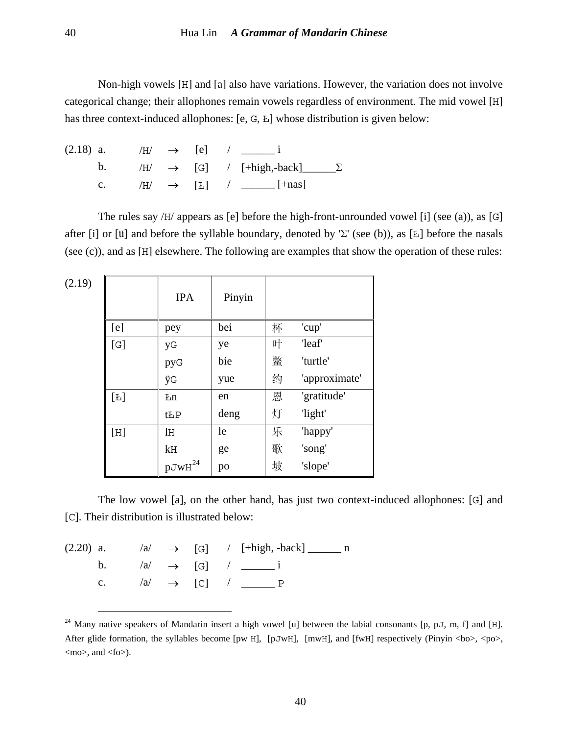Non-high vowels [H] and [a] also have variations. However, the variation does not involve categorical change; their allophones remain vowels regardless of environment. The mid vowel [H] has three context-induced allophones: [e, G, Ł] whose distribution is given below:

(2.18)
a. /H/ → [e] / ______ i
b. /H/ → [G] / [+high,-back]______Σ
c. /H/ → [Ł] / ______ [+nas]

The rules say /H/ appears as [e] before the high-front-unrounded vowel [i] (see (a)), as [G] after [i] or [ü] and before the syllable boundary, denoted by 'Σ' (see (b)), as [Ł] before the nasals (see (c)), and as [H] elsewhere. The following are examples that show the operation of these rules:

(2.19)

| | IPA | Pinyin | | |
|---|---|---|---|---|
| [e] | pey | bei | 杯 | 'cup' |
| [G] | yG | ye | 叶 | 'leaf' |
| | pyG | bie | 鳖 | 'turtle' |
| | ÿG | yue | 约 | 'approximate' |
| [Ł] | Łn | en | 恩 | 'gratitude' |
| | tŁP | deng | 灯 | 'light' |
| [H] | lH | le | 乐 | 'happy' |
| | kH | ge | 歌 | 'song' |
| | pJwH[24] | po | 坡 | 'slope' |

The low vowel [a], on the other hand, has just two context-induced allophones: [G] and [C]. Their distribution is illustrated below:

(2.20)
a. /a/ → [G] / [+high, -back] ______ n
b. /a/ → [G] / ______ i
c. /a/ → [C] / ______ P

[24] Many native speakers of Mandarin insert a high vowel [u] between the labial consonants [p, pJ, m, f] and [H]. After glide formation, the syllables become [pw H], [pJwH], [mwH], and [fwH] respectively (Pinyin <bo>, <po>, <mo>, and <fo>).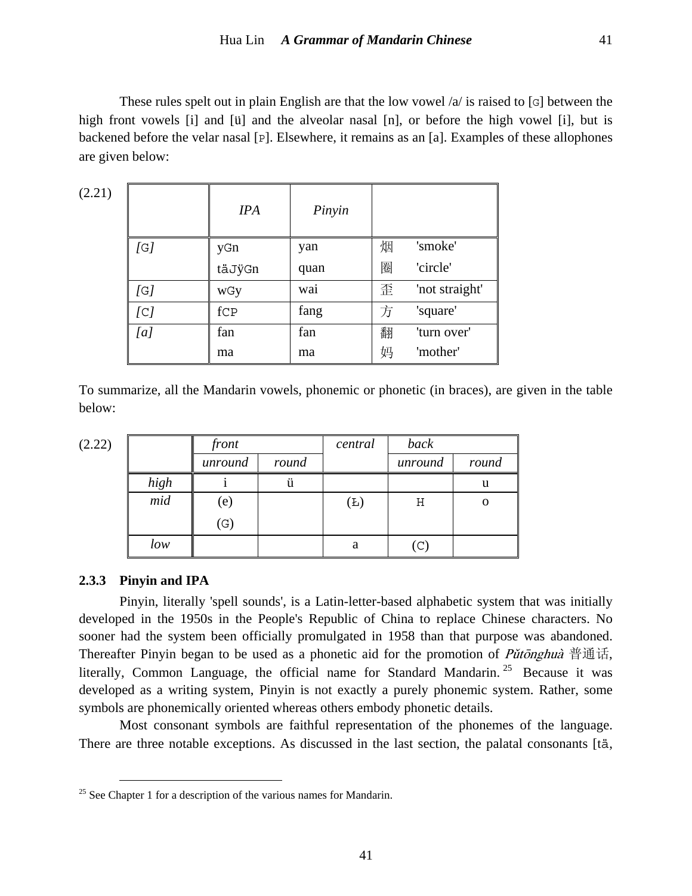These rules spelt out in plain English are that the low vowel /a/ is raised to [G] between the high front vowels [i] and [ü] and the alveolar nasal [n], or before the high vowel [i], but is backened before the velar nasal [P]. Elsewhere, it remains as an [a]. Examples of these allophones are given below:

(2.21)

| | *IPA* | *Pinyin* | |
|---|---|---|---|
| *[G]* | yGn<br>täJÿGn | yan<br>quan | 烟 'smoke'<br>圈 'circle' |
| *[G]* | wGy | wai | 歪 'not straight' |
| *[C]* | fCP | fang | 方 'square' |
| *[a]* | fan<br>ma | fan<br>ma | 翻 'turn over'<br>妈 'mother' |

To summarize, all the Mandarin vowels, phonemic or phonetic (in braces), are given in the table below:

(2.22)

| | *front* | | *central* | *back* | |
|---|---|---|---|---|---|
| | *unround* | *round* | | *unround* | *round* |
| *high* | i | ü | | | u |
| *mid* | (e)<br>(G) | | (Ł) | H | o |
| *low* | | | a | (C) | |

### 2.3.3 Pinyin and IPA

Pinyin, literally 'spell sounds', is a Latin-letter-based alphabetic system that was initially developed in the 1950s in the People's Republic of China to replace Chinese characters. No sooner had the system been officially promulgated in 1958 than that purpose was abandoned. Thereafter Pinyin began to be used as a phonetic aid for the promotion of *Pǔtōnghuà* 普通话, literally, Common Language, the official name for Standard Mandarin.[25] Because it was developed as a writing system, Pinyin is not exactly a purely phonemic system. Rather, some symbols are phonemically oriented whereas others embody phonetic details.

Most consonant symbols are faithful representation of the phonemes of the language. There are three notable exceptions. As discussed in the last section, the palatal consonants [tä,

[25] See Chapter 1 for a description of the various names for Mandarin.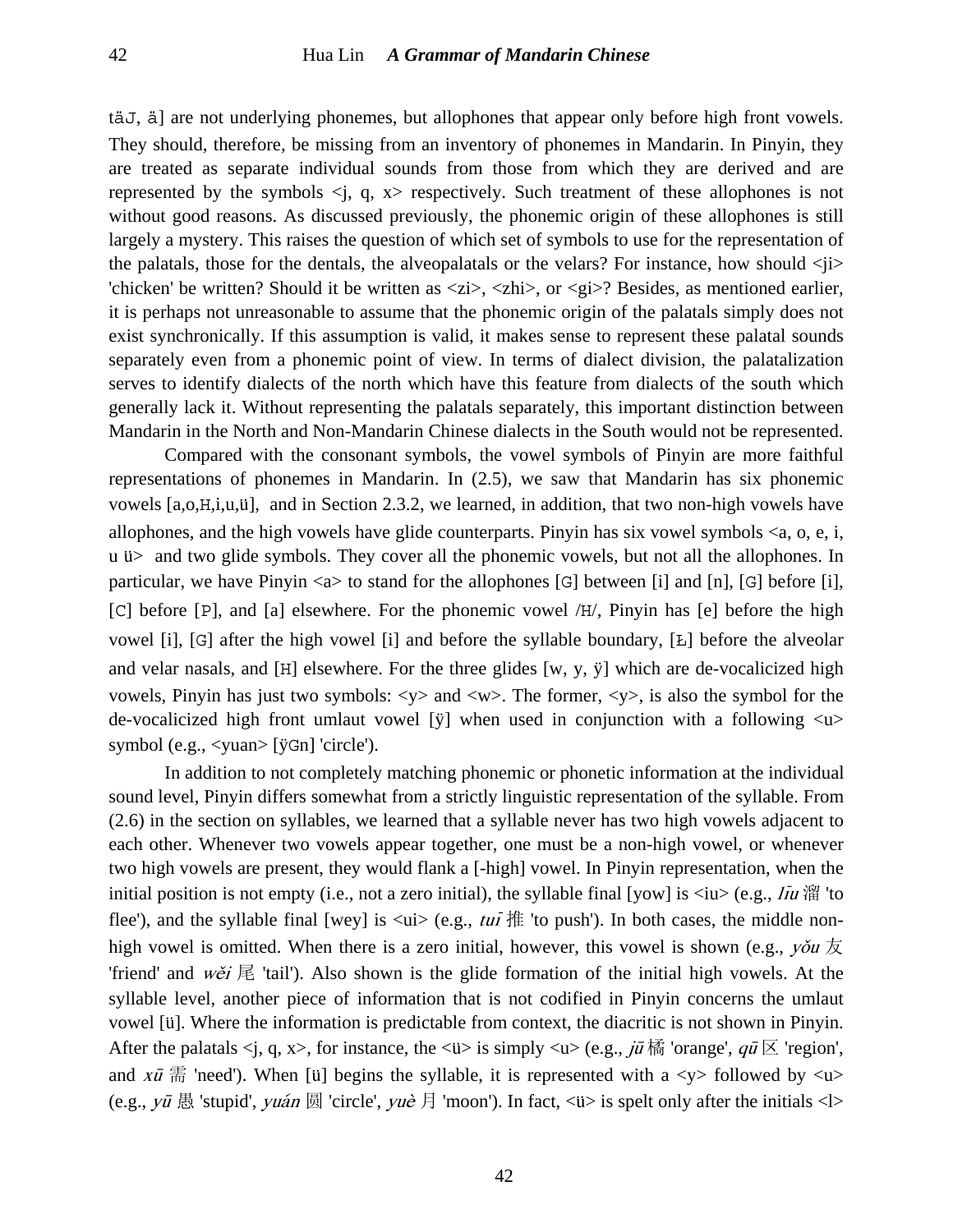tăJ, ä] are not underlying phonemes, but allophones that appear only before high front vowels. They should, therefore, be missing from an inventory of phonemes in Mandarin. In Pinyin, they are treated as separate individual sounds from those from which they are derived and are represented by the symbols <j, q, x> respectively. Such treatment of these allophones is not without good reasons. As discussed previously, the phonemic origin of these allophones is still largely a mystery. This raises the question of which set of symbols to use for the representation of the palatals, those for the dentals, the alveopalatals or the velars? For instance, how should <ji> 'chicken' be written? Should it be written as <zi>, <zhi>, or <gi>? Besides, as mentioned earlier, it is perhaps not unreasonable to assume that the phonemic origin of the palatals simply does not exist synchronically. If this assumption is valid, it makes sense to represent these palatal sounds separately even from a phonemic point of view. In terms of dialect division, the palatalization serves to identify dialects of the north which have this feature from dialects of the south which generally lack it. Without representing the palatals separately, this important distinction between Mandarin in the North and Non-Mandarin Chinese dialects in the South would not be represented.

Compared with the consonant symbols, the vowel symbols of Pinyin are more faithful representations of phonemes in Mandarin. In (2.5), we saw that Mandarin has six phonemic vowels [a,o,H,i,u,ü], and in Section 2.3.2, we learned, in addition, that two non-high vowels have allophones, and the high vowels have glide counterparts. Pinyin has six vowel symbols <a, o, e, i, u ü> and two glide symbols. They cover all the phonemic vowels, but not all the allophones. In particular, we have Pinyin <a> to stand for the allophones [G] between [i] and [n], [G] before [i], [C] before [P], and [a] elsewhere. For the phonemic vowel /H/, Pinyin has [e] before the high vowel [i], [G] after the high vowel [i] and before the syllable boundary, [Ł] before the alveolar and velar nasals, and [H] elsewhere. For the three glides [w, y, ÿ] which are de-vocalicized high vowels, Pinyin has just two symbols: <y> and <w>. The former, <y>, is also the symbol for the de-vocalicized high front umlaut vowel [ÿ] when used in conjunction with a following <u> symbol (e.g., <yuan> [ÿGn] 'circle').

In addition to not completely matching phonemic or phonetic information at the individual sound level, Pinyin differs somewhat from a strictly linguistic representation of the syllable. From (2.6) in the section on syllables, we learned that a syllable never has two high vowels adjacent to each other. Whenever two vowels appear together, one must be a non-high vowel, or whenever two high vowels are present, they would flank a [-high] vowel. In Pinyin representation, when the initial position is not empty (i.e., not a zero initial), the syllable final [yow] is <iu> (e.g., *līu* 溜 'to flee'), and the syllable final [wey] is <ui> (e.g., *tuī* 推 'to push'). In both cases, the middle non-high vowel is omitted. When there is a zero initial, however, this vowel is shown (e.g., *yǒu* 友 'friend' and *wěi* 尾 'tail'). Also shown is the glide formation of the initial high vowels. At the syllable level, another piece of information that is not codified in Pinyin concerns the umlaut vowel [ü]. Where the information is predictable from context, the diacritic is not shown in Pinyin. After the palatals <j, q, x>, for instance, the <ü> is simply <u> (e.g., *jū* 橘 'orange', *qū* 区 'region', and *xū* 需 'need'). When [ü] begins the syllable, it is represented with a <y> followed by <u> (e.g., *yū* 愚 'stupid', *yuán* 圆 'circle', *yuè* 月 'moon'). In fact, <ü> is spelt only after the initials <l>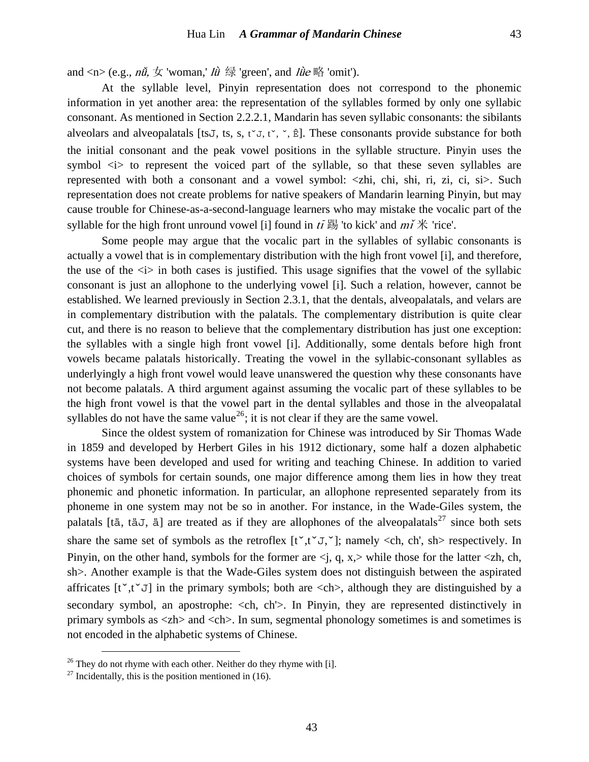and <n> (e.g., *nǚ*, 女 'woman,' *lǜ* 绿 'green', and *lüe* 略 'omit').

At the syllable level, Pinyin representation does not correspond to the phonemic information in yet another area: the representation of the syllables formed by only one syllabic consonant. As mentioned in Section 2.2.2.1, Mandarin has seven syllabic consonants: the sibilants alveolars and alveopalatals [tsʻ, ts, s, tˇʻ, tˇ, ˇ, ʐ]. These consonants provide substance for both the initial consonant and the peak vowel positions in the syllable structure. Pinyin uses the symbol <i> to represent the voiced part of the syllable, so that these seven syllables are represented with both a consonant and a vowel symbol: <zhi, chi, shi, ri, zi, ci, si>. Such representation does not create problems for native speakers of Mandarin learning Pinyin, but may cause trouble for Chinese-as-a-second-language learners who may mistake the vocalic part of the syllable for the high front unround vowel [i] found in *tī* 踢 'to kick' and *mǐ* 米 'rice'.

Some people may argue that the vocalic part in the syllables of syllabic consonants is actually a vowel that is in complementary distribution with the high front vowel [i], and therefore, the use of the <i> in both cases is justified. This usage signifies that the vowel of the syllabic consonant is just an allophone to the underlying vowel [i]. Such a relation, however, cannot be established. We learned previously in Section 2.3.1, that the dentals, alveopalatals, and velars are in complementary distribution with the palatals. The complementary distribution is quite clear cut, and there is no reason to believe that the complementary distribution has just one exception: the syllables with a single high front vowel [i]. Additionally, some dentals before high front vowels became palatals historically. Treating the vowel in the syllabic-consonant syllables as underlyingly a high front vowel would leave unanswered the question why these consonants have not become palatals. A third argument against assuming the vocalic part of these syllables to be the high front vowel is that the vowel part in the dental syllables and those in the alveopalatal syllables do not have the same value[26]; it is not clear if they are the same vowel.

Since the oldest system of romanization for Chinese was introduced by Sir Thomas Wade in 1859 and developed by Herbert Giles in his 1912 dictionary, some half a dozen alphabetic systems have been developed and used for writing and teaching Chinese. In addition to varied choices of symbols for certain sounds, one major difference among them lies in how they treat phonemic and phonetic information. In particular, an allophone represented separately from its phoneme in one system may not be so in another. For instance, in the Wade-Giles system, the palatals [tä, täʻ, ä] are treated as if they are allophones of the alveopalatals[27] since both sets share the same set of symbols as the retroflex [tˇ,tˇʻ,ˇ]; namely <ch, ch', sh> respectively. In Pinyin, on the other hand, symbols for the former are <j, q, x,> while those for the latter <zh, ch, sh>. Another example is that the Wade-Giles system does not distinguish between the aspirated affricates [tˇ,tˇʻ] in the primary symbols; both are <ch>, although they are distinguished by a secondary symbol, an apostrophe: <ch, ch'>. In Pinyin, they are represented distinctively in primary symbols as <zh> and <ch>. In sum, segmental phonology sometimes is and sometimes is not encoded in the alphabetic systems of Chinese.

---

[26] They do not rhyme with each other. Neither do they rhyme with [i].

[27] Incidentally, this is the position mentioned in (16).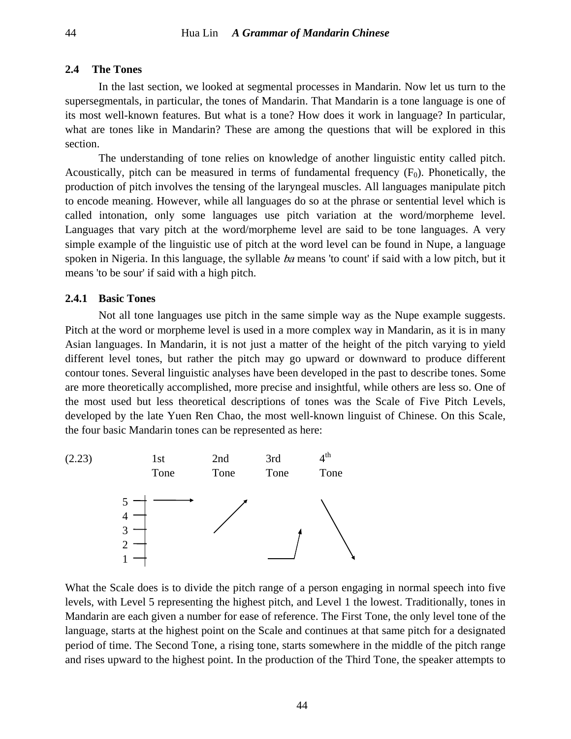### 2.4 The Tones

In the last section, we looked at segmental processes in Mandarin. Now let us turn to the supersegmentals, in particular, the tones of Mandarin. That Mandarin is a tone language is one of its most well-known features. But what is a tone? How does it work in language? In particular, what are tones like in Mandarin? These are among the questions that will be explored in this section.

The understanding of tone relies on knowledge of another linguistic entity called pitch. Acoustically, pitch can be measured in terms of fundamental frequency ($F_0$). Phonetically, the production of pitch involves the tensing of the laryngeal muscles. All languages manipulate pitch to encode meaning. However, while all languages do so at the phrase or sentential level which is called intonation, only some languages use pitch variation at the word/morpheme level. Languages that vary pitch at the word/morpheme level are said to be tone languages. A very simple example of the linguistic use of pitch at the word level can be found in Nupe, a language spoken in Nigeria. In this language, the syllable *ba* means 'to count' if said with a low pitch, but it means 'to be sour' if said with a high pitch.

#### 2.4.1 Basic Tones

Not all tone languages use pitch in the same simple way as the Nupe example suggests. Pitch at the word or morpheme level is used in a more complex way in Mandarin, as it is in many Asian languages. In Mandarin, it is not just a matter of the height of the pitch varying to yield different level tones, but rather the pitch may go upward or downward to produce different contour tones. Several linguistic analyses have been developed in the past to describe tones. Some are more theoretically accomplished, more precise and insightful, while others are less so. One of the most used but less theoretical descriptions of tones was the Scale of Five Pitch Levels, developed by the late Yuen Ren Chao, the most well-known linguist of Chinese. On this Scale, the four basic Mandarin tones can be represented as here:

(2.23)

| | 1st Tone | 2nd Tone | 3rd Tone | 4th Tone |
|---|---|---|---|---|
| 5 | ——→ (level at 5) | ↗ (rises to 5) | | ↘ (starts at 5) |
| 4 | | | | |
| 3 | | (starts at 3) | ↗ (rises to 3) | |
| 2 | | | | |
| 1 | | | —— (low at 1) | (falls to 1) |

What the Scale does is to divide the pitch range of a person engaging in normal speech into five levels, with Level 5 representing the highest pitch, and Level 1 the lowest. Traditionally, tones in Mandarin are each given a number for ease of reference. The First Tone, the only level tone of the language, starts at the highest point on the Scale and continues at that same pitch for a designated period of time. The Second Tone, a rising tone, starts somewhere in the middle of the pitch range and rises upward to the highest point. In the production of the Third Tone, the speaker attempts to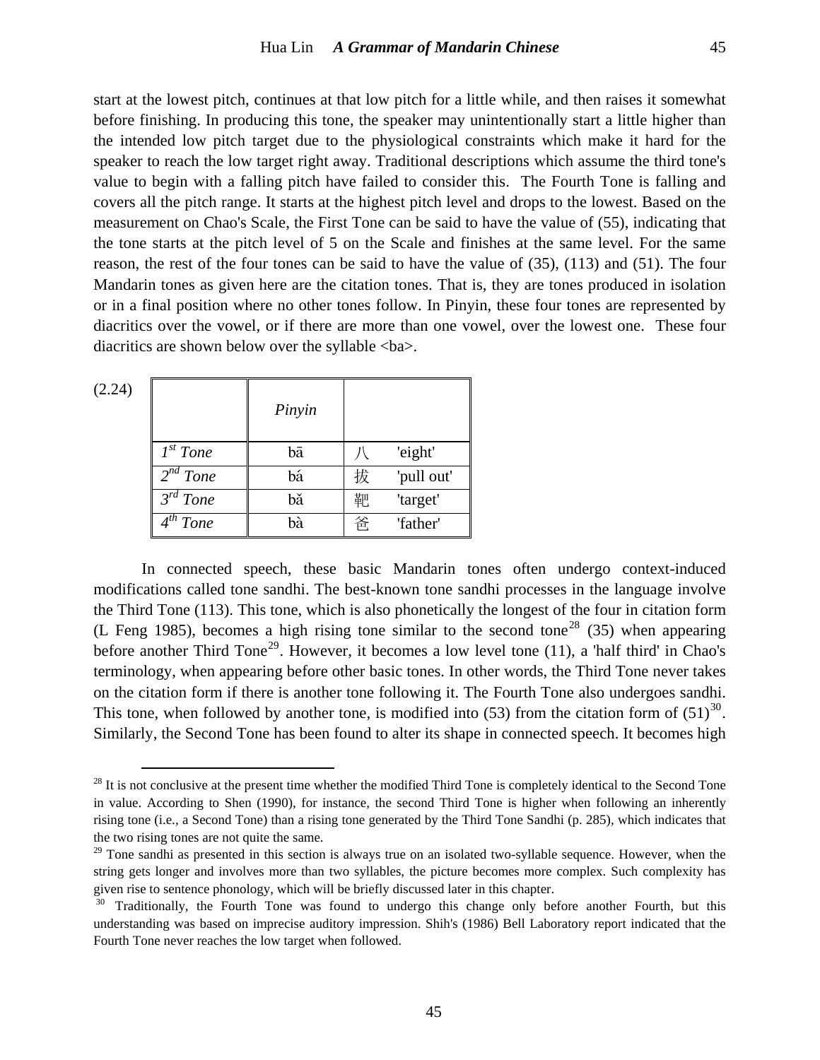start at the lowest pitch, continues at that low pitch for a little while, and then raises it somewhat before finishing. In producing this tone, the speaker may unintentionally start a little higher than the intended low pitch target due to the physiological constraints which make it hard for the speaker to reach the low target right away. Traditional descriptions which assume the third tone's value to begin with a falling pitch have failed to consider this. The Fourth Tone is falling and covers all the pitch range. It starts at the highest pitch level and drops to the lowest. Based on the measurement on Chao's Scale, the First Tone can be said to have the value of (55), indicating that the tone starts at the pitch level of 5 on the Scale and finishes at the same level. For the same reason, the rest of the four tones can be said to have the value of (35), (113) and (51). The four Mandarin tones as given here are the citation tones. That is, they are tones produced in isolation or in a final position where no other tones follow. In Pinyin, these four tones are represented by diacritics over the vowel, or if there are more than one vowel, over the lowest one. These four diacritics are shown below over the syllable <ba>.

(2.24)

| | *Pinyin* | |
|---|---|---|
| *1st Tone* | bā | 八　'eight' |
| *2nd Tone* | bá | 拔　'pull out' |
| *3rd Tone* | bǎ | 靶　'target' |
| *4th Tone* | bà | 爸　'father' |

In connected speech, these basic Mandarin tones often undergo context-induced modifications called tone sandhi. The best-known tone sandhi processes in the language involve the Third Tone (113). This tone, which is also phonetically the longest of the four in citation form (L Feng 1985), becomes a high rising tone similar to the second tone[28] (35) when appearing before another Third Tone[29]. However, it becomes a low level tone (11), a 'half third' in Chao's terminology, when appearing before other basic tones. In other words, the Third Tone never takes on the citation form if there is another tone following it. The Fourth Tone also undergoes sandhi. This tone, when followed by another tone, is modified into (53) from the citation form of (51)[30]. Similarly, the Second Tone has been found to alter its shape in connected speech. It becomes high

---

[28] It is not conclusive at the present time whether the modified Third Tone is completely identical to the Second Tone in value. According to Shen (1990), for instance, the second Third Tone is higher when following an inherently rising tone (i.e., a Second Tone) than a rising tone generated by the Third Tone Sandhi (p. 285), which indicates that the two rising tones are not quite the same.

[29] Tone sandhi as presented in this section is always true on an isolated two-syllable sequence. However, when the string gets longer and involves more than two syllables, the picture becomes more complex. Such complexity has given rise to sentence phonology, which will be briefly discussed later in this chapter.

[30] Traditionally, the Fourth Tone was found to undergo this change only before another Fourth, but this understanding was based on imprecise auditory impression. Shih's (1986) Bell Laboratory report indicated that the Fourth Tone never reaches the low target when followed.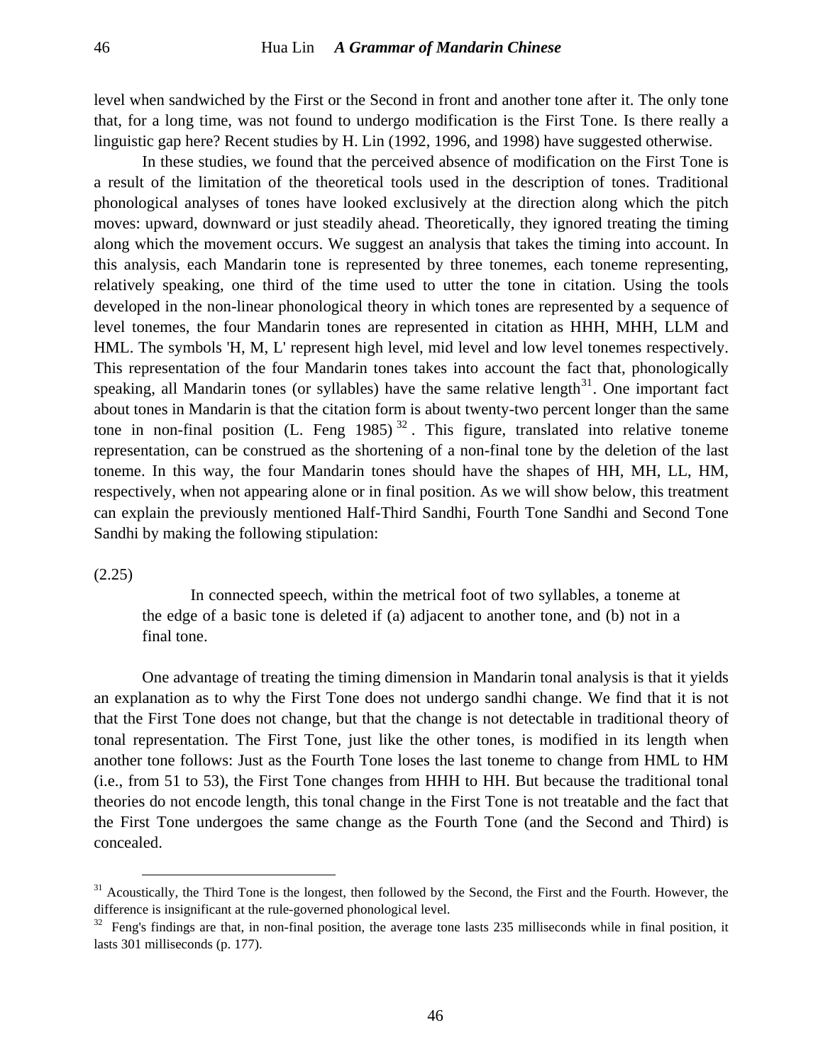level when sandwiched by the First or the Second in front and another tone after it. The only tone that, for a long time, was not found to undergo modification is the First Tone. Is there really a linguistic gap here? Recent studies by H. Lin (1992, 1996, and 1998) have suggested otherwise.

In these studies, we found that the perceived absence of modification on the First Tone is a result of the limitation of the theoretical tools used in the description of tones. Traditional phonological analyses of tones have looked exclusively at the direction along which the pitch moves: upward, downward or just steadily ahead. Theoretically, they ignored treating the timing along which the movement occurs. We suggest an analysis that takes the timing into account. In this analysis, each Mandarin tone is represented by three tonemes, each toneme representing, relatively speaking, one third of the time used to utter the tone in citation. Using the tools developed in the non-linear phonological theory in which tones are represented by a sequence of level tonemes, the four Mandarin tones are represented in citation as HHH, MHH, LLM and HML. The symbols 'H, M, L' represent high level, mid level and low level tonemes respectively. This representation of the four Mandarin tones takes into account the fact that, phonologically speaking, all Mandarin tones (or syllables) have the same relative length[31]. One important fact about tones in Mandarin is that the citation form is about twenty-two percent longer than the same tone in non-final position (L. Feng 1985)[32]. This figure, translated into relative toneme representation, can be construed as the shortening of a non-final tone by the deletion of the last toneme. In this way, the four Mandarin tones should have the shapes of HH, MH, LL, HM, respectively, when not appearing alone or in final position. As we will show below, this treatment can explain the previously mentioned Half-Third Sandhi, Fourth Tone Sandhi and Second Tone Sandhi by making the following stipulation:

(2.25)

> In connected speech, within the metrical foot of two syllables, a toneme at the edge of a basic tone is deleted if (a) adjacent to another tone, and (b) not in a final tone.

One advantage of treating the timing dimension in Mandarin tonal analysis is that it yields an explanation as to why the First Tone does not undergo sandhi change. We find that it is not that the First Tone does not change, but that the change is not detectable in traditional theory of tonal representation. The First Tone, just like the other tones, is modified in its length when another tone follows: Just as the Fourth Tone loses the last toneme to change from HML to HM (i.e., from 51 to 53), the First Tone changes from HHH to HH. But because the traditional tonal theories do not encode length, this tonal change in the First Tone is not treatable and the fact that the First Tone undergoes the same change as the Fourth Tone (and the Second and Third) is concealed.

---

[31] Acoustically, the Third Tone is the longest, then followed by the Second, the First and the Fourth. However, the difference is insignificant at the rule-governed phonological level.

[32] Feng's findings are that, in non-final position, the average tone lasts 235 milliseconds while in final position, it lasts 301 milliseconds (p. 177).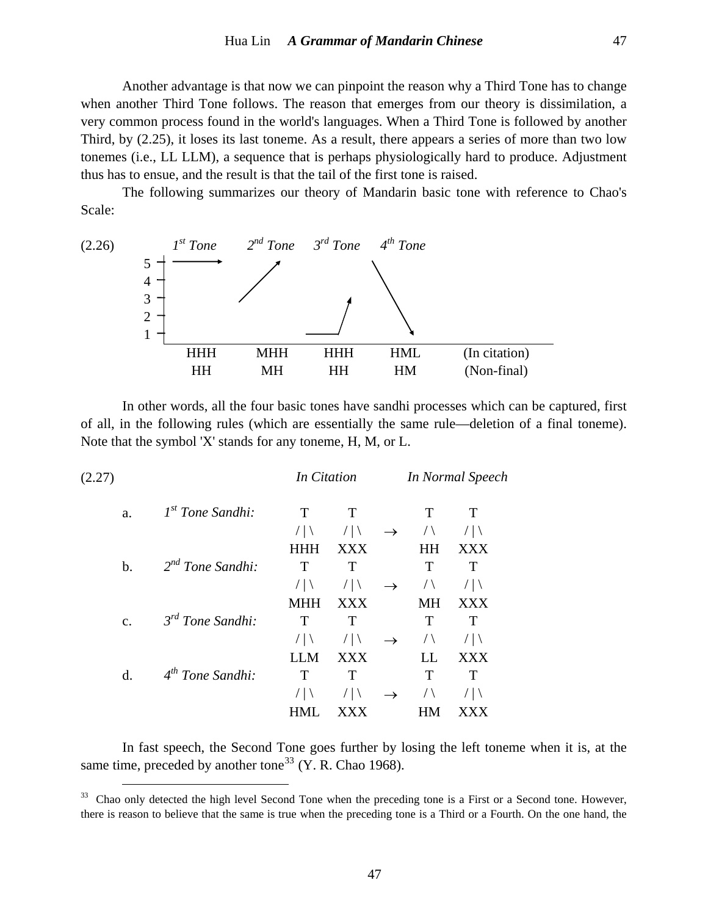Another advantage is that now we can pinpoint the reason why a Third Tone has to change when another Third Tone follows. The reason that emerges from our theory is dissimilation, a very common process found in the world's languages. When a Third Tone is followed by another Third, by (2.25), it loses its last toneme. As a result, there appears a series of more than two low tonemes (i.e., LL LLM), a sequence that is perhaps physiologically hard to produce. Adjustment thus has to ensue, and the result is that the tail of the first tone is raised.

The following summarizes our theory of Mandarin basic tone with reference to Chao's Scale:

(2.26)

| | *1st Tone* | *2nd Tone* | *3rd Tone* | *4th Tone* | |
|---|---|---|---|---|---|
| | HHH | MHH | HHH | HML | (In citation) |
| | HH | MH | HH | HM | (Non-final) |

In other words, all the four basic tones have sandhi processes which can be captured, first of all, in the following rules (which are essentially the same rule—deletion of a final toneme). Note that the symbol 'X' stands for any toneme, H, M, or L.

(2.27)

| | | *In Citation* | | | *In Normal Speech* | |
|---|---|---|---|---|---|---|
| a. | *1st Tone Sandhi:* | T | T | | T | T |
| | | / \| \ | / \| \ | → | / \ | / \| \ |
| | | HHH | XXX | | HH | XXX |
| b. | *2nd Tone Sandhi:* | T | T | | T | T |
| | | / \| \ | / \| \ | → | / \ | / \| \ |
| | | MHH | XXX | | MH | XXX |
| c. | *3rd Tone Sandhi:* | T | T | | T | T |
| | | / \| \ | / \| \ | → | / \ | / \| \ |
| | | LLM | XXX | | LL | XXX |
| d. | *4th Tone Sandhi:* | T | T | | T | T |
| | | / \| \ | / \| \ | → | / \ | / \| \ |
| | | HML | XXX | | HM | XXX |

In fast speech, the Second Tone goes further by losing the left toneme when it is, at the same time, preceded by another tone[33] (Y. R. Chao 1968).

[33] Chao only detected the high level Second Tone when the preceding tone is a First or a Second tone. However, there is reason to believe that the same is true when the preceding tone is a Third or a Fourth. On the one hand, the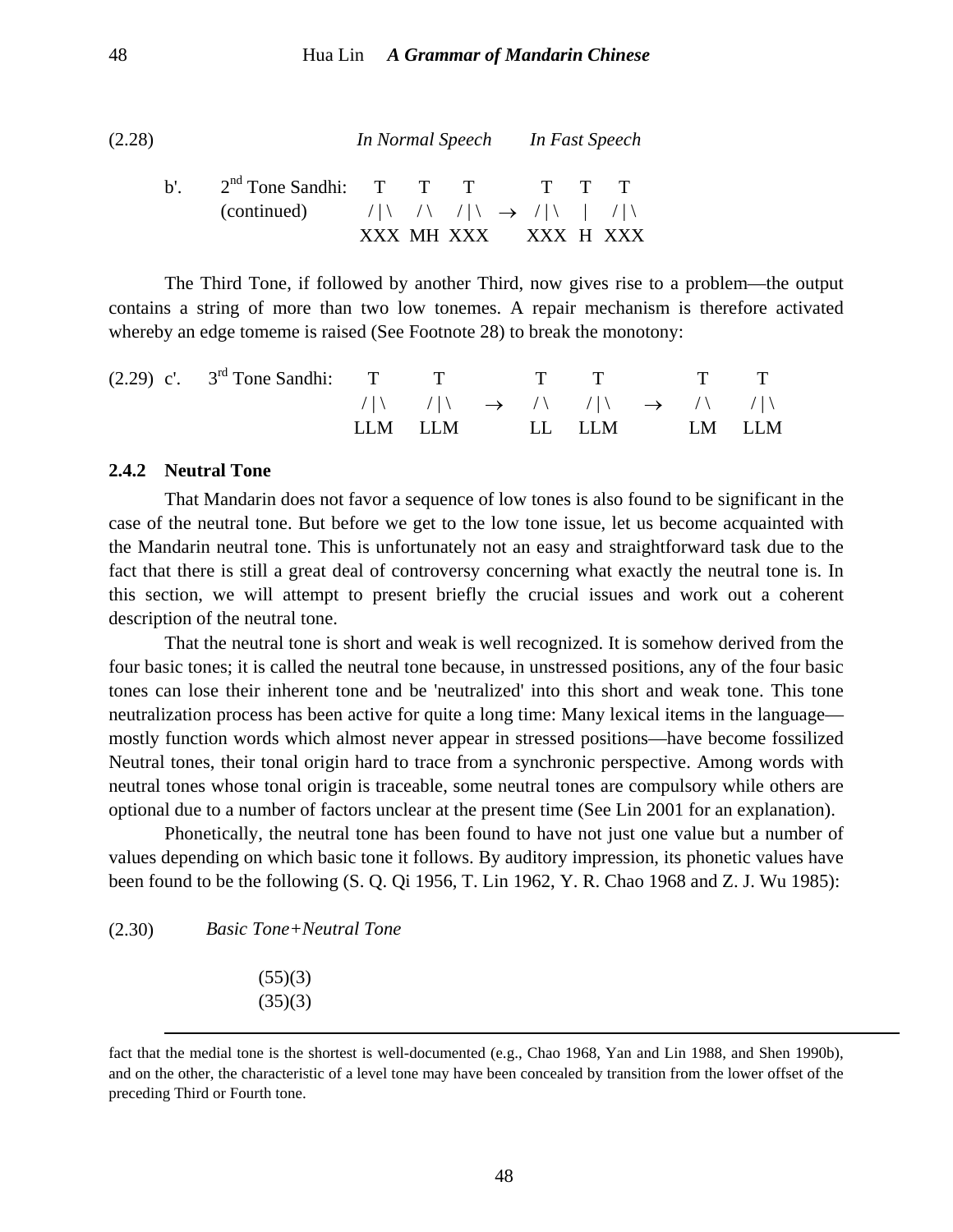(2.28) *In Normal Speech* *In Fast Speech*

```
b'.  2nd Tone Sandhi:   T    T    T          T    T    T
     (continued)       / | \  / \  / | \  →  / | \  |  / | \
                       XXX  MH  XXX         XXX  H  XXX
```

The Third Tone, if followed by another Third, now gives rise to a problem—the output contains a string of more than two low tonemes. A repair mechanism is therefore activated whereby an edge tomeme is raised (See Footnote 28) to break the monotony:

```
(2.29) c'.  3rd Tone Sandhi:   T      T          T     T          T     T
                              / | \  / | \   →   / \   / | \  →   / \   / | \
                              LLM    LLM         LL    LLM        LM    LLM
```

### 2.4.2 Neutral Tone

That Mandarin does not favor a sequence of low tones is also found to be significant in the case of the neutral tone. But before we get to the low tone issue, let us become acquainted with the Mandarin neutral tone. This is unfortunately not an easy and straightforward task due to the fact that there is still a great deal of controversy concerning what exactly the neutral tone is. In this section, we will attempt to present briefly the crucial issues and work out a coherent description of the neutral tone.

That the neutral tone is short and weak is well recognized. It is somehow derived from the four basic tones; it is called the neutral tone because, in unstressed positions, any of the four basic tones can lose their inherent tone and be 'neutralized' into this short and weak tone. This tone neutralization process has been active for quite a long time: Many lexical items in the language—mostly function words which almost never appear in stressed positions—have become fossilized Neutral tones, their tonal origin hard to trace from a synchronic perspective. Among words with neutral tones whose tonal origin is traceable, some neutral tones are compulsory while others are optional due to a number of factors unclear at the present time (See Lin 2001 for an explanation).

Phonetically, the neutral tone has been found to have not just one value but a number of values depending on which basic tone it follows. By auditory impression, its phonetic values have been found to be the following (S. Q. Qi 1956, T. Lin 1962, Y. R. Chao 1968 and Z. J. Wu 1985):

(2.30) *Basic Tone+Neutral Tone*

(55)(3)
(35)(3)

---

fact that the medial tone is the shortest is well-documented (e.g., Chao 1968, Yan and Lin 1988, and Shen 1990b), and on the other, the characteristic of a level tone may have been concealed by transition from the lower offset of the preceding Third or Fourth tone.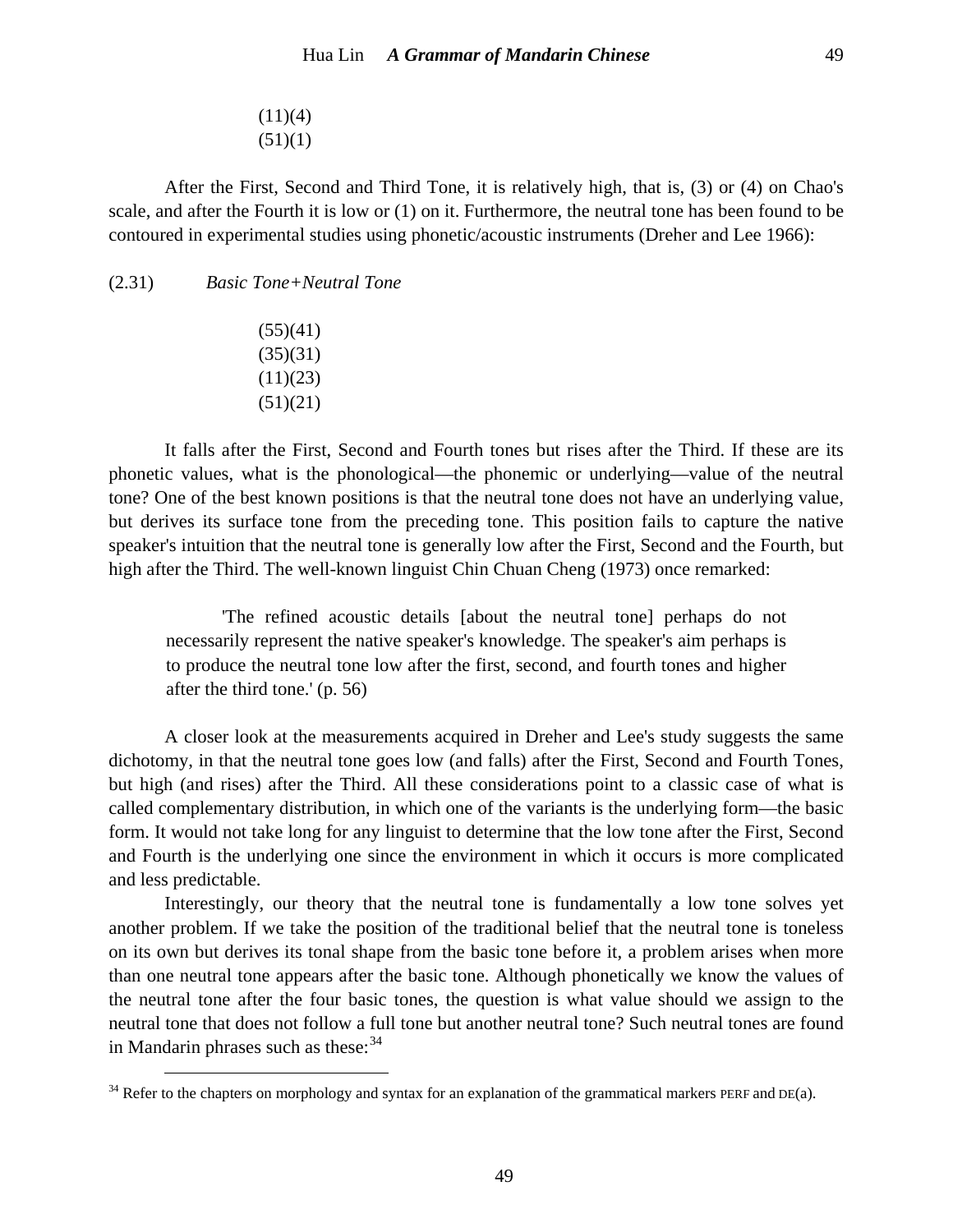(11)(4)
(51)(1)

After the First, Second and Third Tone, it is relatively high, that is, (3) or (4) on Chao's scale, and after the Fourth it is low or (1) on it. Furthermore, the neutral tone has been found to be contoured in experimental studies using phonetic/acoustic instruments (Dreher and Lee 1966):

(2.31) *Basic Tone+Neutral Tone*

(55)(41)
(35)(31)
(11)(23)
(51)(21)

It falls after the First, Second and Fourth tones but rises after the Third. If these are its phonetic values, what is the phonological—the phonemic or underlying—value of the neutral tone? One of the best known positions is that the neutral tone does not have an underlying value, but derives its surface tone from the preceding tone. This position fails to capture the native speaker's intuition that the neutral tone is generally low after the First, Second and the Fourth, but high after the Third. The well-known linguist Chin Chuan Cheng (1973) once remarked:

> 'The refined acoustic details [about the neutral tone] perhaps do not necessarily represent the native speaker's knowledge. The speaker's aim perhaps is to produce the neutral tone low after the first, second, and fourth tones and higher after the third tone.' (p. 56)

A closer look at the measurements acquired in Dreher and Lee's study suggests the same dichotomy, in that the neutral tone goes low (and falls) after the First, Second and Fourth Tones, but high (and rises) after the Third. All these considerations point to a classic case of what is called complementary distribution, in which one of the variants is the underlying form—the basic form. It would not take long for any linguist to determine that the low tone after the First, Second and Fourth is the underlying one since the environment in which it occurs is more complicated and less predictable.

Interestingly, our theory that the neutral tone is fundamentally a low tone solves yet another problem. If we take the position of the traditional belief that the neutral tone is toneless on its own but derives its tonal shape from the basic tone before it, a problem arises when more than one neutral tone appears after the basic tone. Although phonetically we know the values of the neutral tone after the four basic tones, the question is what value should we assign to the neutral tone that does not follow a full tone but another neutral tone? Such neutral tones are found in Mandarin phrases such as these:[34]

---

[34] Refer to the chapters on morphology and syntax for an explanation of the grammatical markers PERF and DE(a).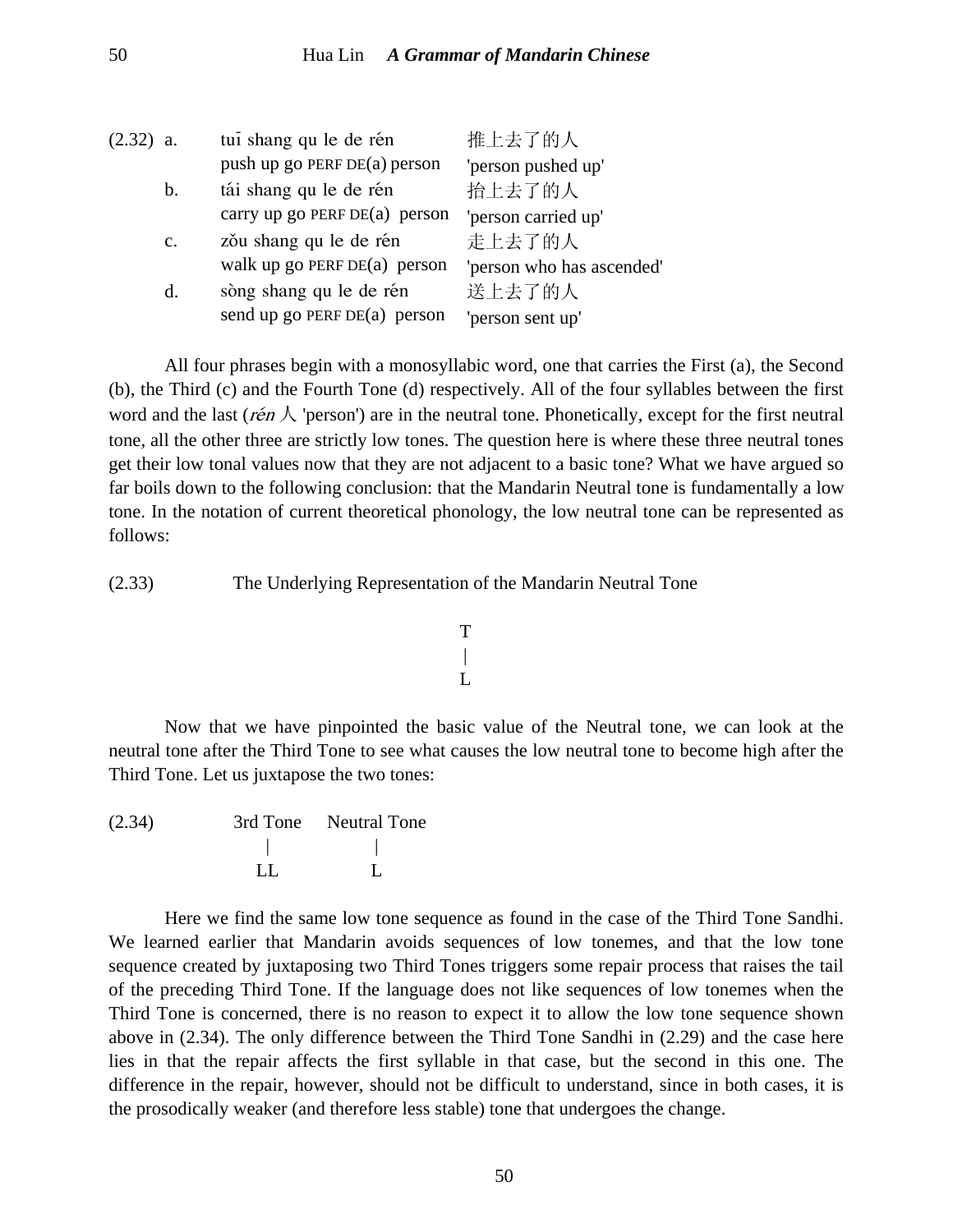(2.32) a. tuī shang qu le de rén 推上去了的人
push up go PERF DE(a) person 'person pushed up'

b. tái shang qu le de rén 抬上去了的人
carry up go PERF DE(a) person 'person carried up'

c. zǒu shang qu le de rén 走上去了的人
walk up go PERF DE(a) person 'person who has ascended'

d. sòng shang qu le de rén 送上去了的人
send up go PERF DE(a) person 'person sent up'

All four phrases begin with a monosyllabic word, one that carries the First (a), the Second (b), the Third (c) and the Fourth Tone (d) respectively. All of the four syllables between the first word and the last (*rén* 人 'person') are in the neutral tone. Phonetically, except for the first neutral tone, all the other three are strictly low tones. The question here is where these three neutral tones get their low tonal values now that they are not adjacent to a basic tone? What we have argued so far boils down to the following conclusion: that the Mandarin Neutral tone is fundamentally a low tone. In the notation of current theoretical phonology, the low neutral tone can be represented as follows:

(2.33) The Underlying Representation of the Mandarin Neutral Tone

```
T
|
L
```

Now that we have pinpointed the basic value of the Neutral tone, we can look at the neutral tone after the Third Tone to see what causes the low neutral tone to become high after the Third Tone. Let us juxtapose the two tones:

(2.34)

```
3rd Tone   Neutral Tone
   |            |
   LL           L
```

Here we find the same low tone sequence as found in the case of the Third Tone Sandhi. We learned earlier that Mandarin avoids sequences of low tonemes, and that the low tone sequence created by juxtaposing two Third Tones triggers some repair process that raises the tail of the preceding Third Tone. If the language does not like sequences of low tonemes when the Third Tone is concerned, there is no reason to expect it to allow the low tone sequence shown above in (2.34). The only difference between the Third Tone Sandhi in (2.29) and the case here lies in that the repair affects the first syllable in that case, but the second in this one. The difference in the repair, however, should not be difficult to understand, since in both cases, it is the prosodically weaker (and therefore less stable) tone that undergoes the change.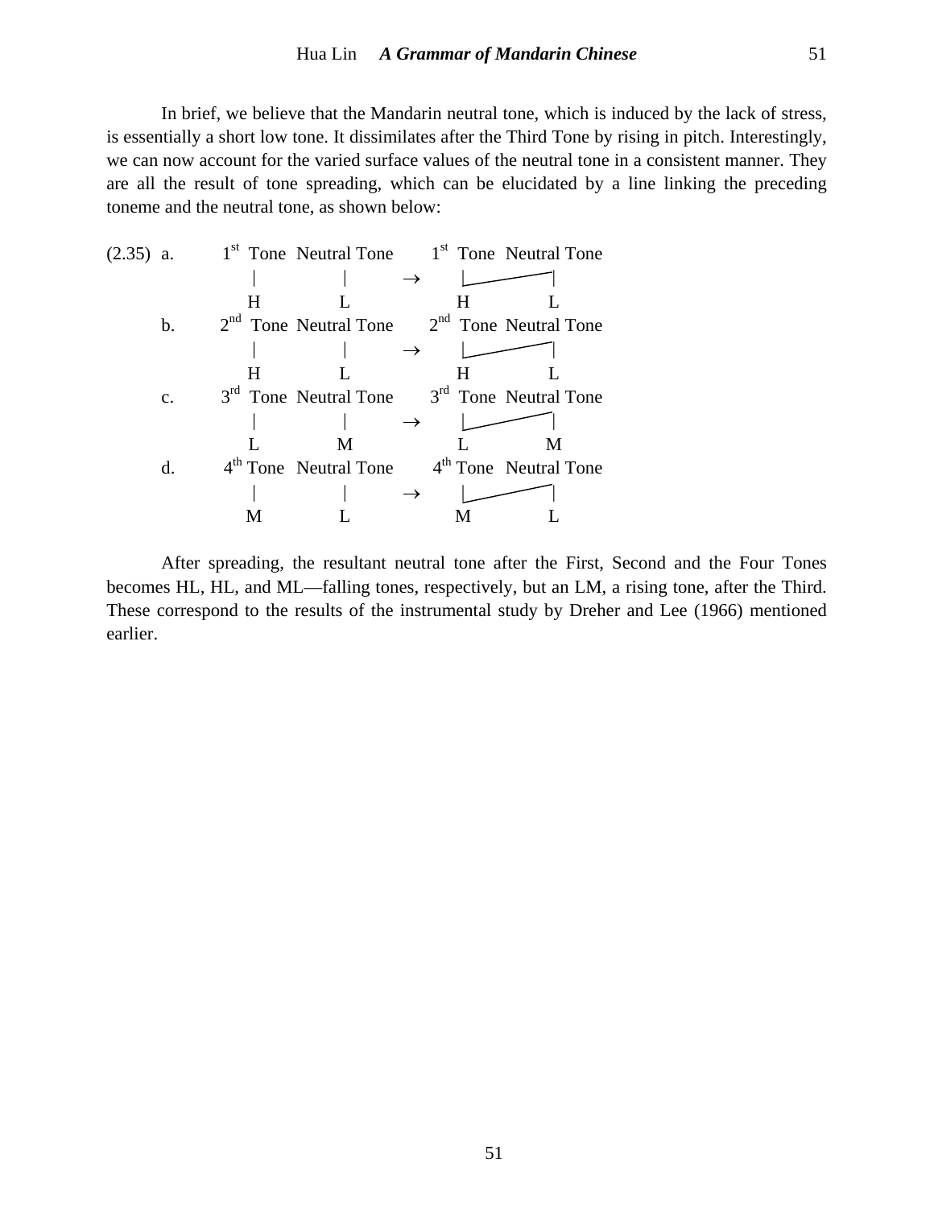In brief, we believe that the Mandarin neutral tone, which is induced by the lack of stress, is essentially a short low tone. It dissimilates after the Third Tone by rising in pitch. Interestingly, we can now account for the varied surface values of the neutral tone in a consistent manner. They are all the result of tone spreading, which can be elucidated by a line linking the preceding toneme and the neutral tone, as shown below:

```
(2.35)  a.    1st Tone  Neutral Tone       1st Tone  Neutral Tone
                 |            |        →      |‾‾‾‾‾‾‾‾‾‾‾|
                 H            L               H           L
        b.    2nd Tone  Neutral Tone       2nd Tone  Neutral Tone
                 |            |        →      |‾‾‾‾‾‾‾‾‾‾‾|
                 H            L               H           L
        c.    3rd Tone  Neutral Tone       3rd Tone  Neutral Tone
                 |            |        →      |‾‾‾‾‾‾‾‾‾‾‾|
                 L            M               L           M
        d.    4th Tone  Neutral Tone       4th Tone  Neutral Tone
                 |            |        →      |‾‾‾‾‾‾‾‾‾‾‾|
                 M            L               M           L
```

After spreading, the resultant neutral tone after the First, Second and the Four Tones becomes HL, HL, and ML—falling tones, respectively, but an LM, a rising tone, after the Third. These correspond to the results of the instrumental study by Dreher and Lee (1966) mentioned earlier.